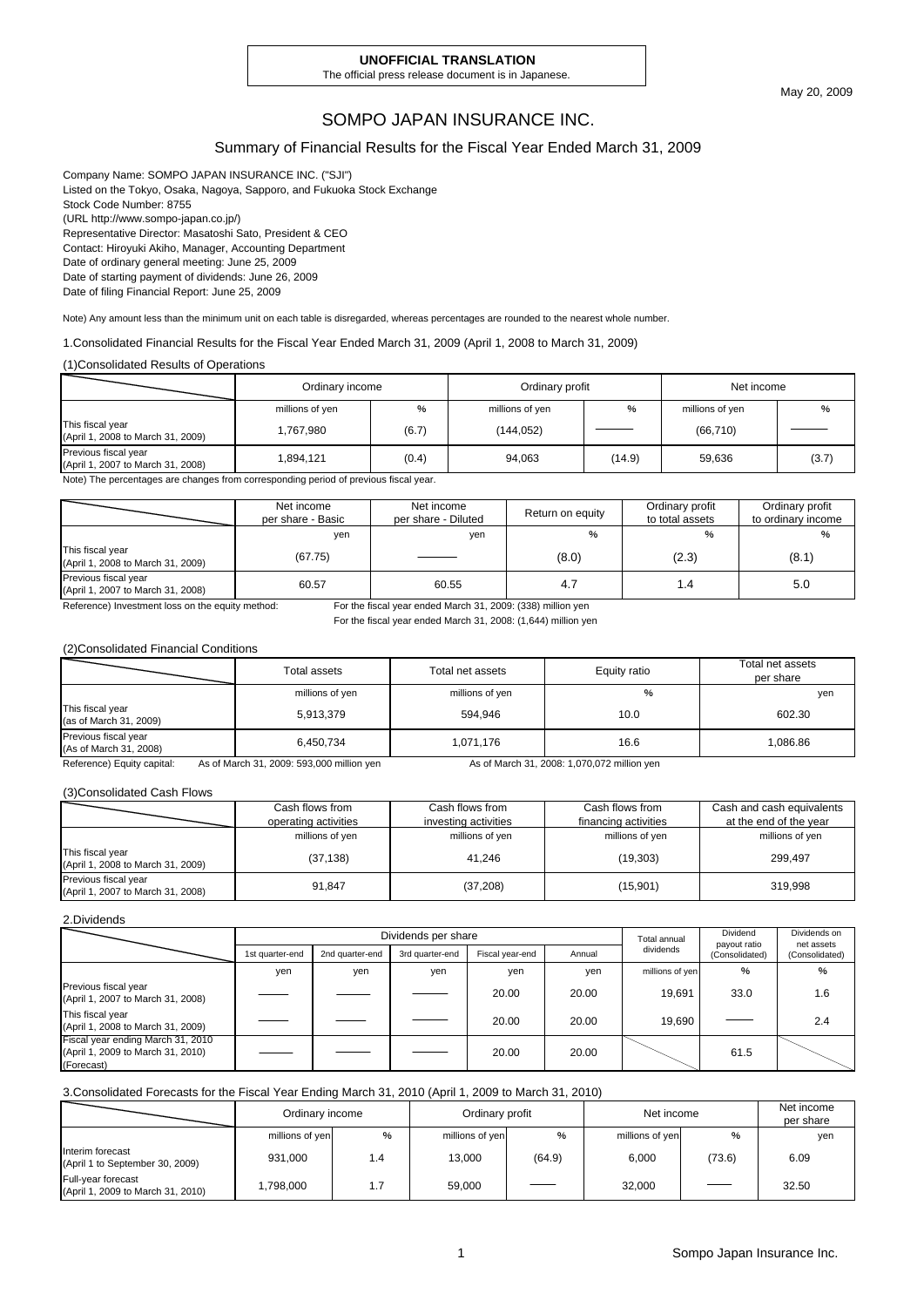**UNOFFICIAL TRANSLATION**
The official press release document is in Japanese.

May 20, 2009

# SOMPO JAPAN INSURANCE INC.

## Summary of Financial Results for the Fiscal Year Ended March 31, 2009

Company Name: SOMPO JAPAN INSURANCE INC. ("SJI")
Listed on the Tokyo, Osaka, Nagoya, Sapporo, and Fukuoka Stock Exchange
Stock Code Number: 8755
(URL http://www.sompo-japan.co.jp/)
Representative Director: Masatoshi Sato, President & CEO
Contact: Hiroyuki Akiho, Manager, Accounting Department
Date of ordinary general meeting: June 25, 2009
Date of starting payment of dividends: June 26, 2009
Date of filing Financial Report: June 25, 2009

Note) Any amount less than the minimum unit on each table is disregarded, whereas percentages are rounded to the nearest whole number.

### 1.Consolidated Financial Results for the Fiscal Year Ended March 31, 2009 (April 1, 2008 to March 31, 2009)

(1)Consolidated Results of Operations

| | Ordinary income | | Ordinary profit | | Net income | |
|---|---|---|---|---|---|---|
| | millions of yen | % | millions of yen | % | millions of yen | % |
| This fiscal year (April 1, 2008 to March 31, 2009) | 1,767,980 | (6.7) | (144,052) | ――― | (66,710) | ――― |
| Previous fiscal year (April 1, 2007 to March 31, 2008) | 1,894,121 | (0.4) | 94,063 | (14.9) | 59,636 | (3.7) |

Note) The percentages are changes from corresponding period of previous fiscal year.

| | Net income per share - Basic | Net income per share - Diluted | Return on equity | Ordinary profit to total assets | Ordinary profit to ordinary income |
|---|---|---|---|---|---|
| | yen | yen | % | % | % |
| This fiscal year (April 1, 2008 to March 31, 2009) | (67.75) | ――― | (8.0) | (2.3) | (8.1) |
| Previous fiscal year (April 1, 2007 to March 31, 2008) | 60.57 | 60.55 | 4.7 | 1.4 | 5.0 |

Reference) Investment loss on the equity method: For the fiscal year ended March 31, 2009: (338) million yen
For the fiscal year ended March 31, 2008: (1,644) million yen

(2)Consolidated Financial Conditions

| | Total assets | Total net assets | Equity ratio | Total net assets per share |
|---|---|---|---|---|
| | millions of yen | millions of yen | % | yen |
| This fiscal year (as of March 31, 2009) | 5,913,379 | 594,946 | 10.0 | 602.30 |
| Previous fiscal year (As of March 31, 2008) | 6,450,734 | 1,071,176 | 16.6 | 1,086.86 |

Reference) Equity capital: As of March 31, 2009: 593,000 million yen As of March 31, 2008: 1,070,072 million yen

(3)Consolidated Cash Flows

| | Cash flows from operating activities | Cash flows from investing activities | Cash flows from financing activities | Cash and cash equivalents at the end of the year |
|---|---|---|---|---|
| | millions of yen | millions of yen | millions of yen | millions of yen |
| This fiscal year (April 1, 2008 to March 31, 2009) | (37,138) | 41,246 | (19,303) | 299,497 |
| Previous fiscal year (April 1, 2007 to March 31, 2008) | 91,847 | (37,208) | (15,901) | 319,998 |

### 2.Dividends

| | Dividends per share | | | | | Total annual dividends | Dividend payout ratio (Consolidated) | Dividends on net assets (Consolidated) |
|---|---|---|---|---|---|---|---|---|
| | 1st quarter-end | 2nd quarter-end | 3rd quarter-end | Fiscal year-end | Annual | | | |
| | yen | yen | yen | yen | yen | millions of yen | % | % |
| Previous fiscal year (April 1, 2007 to March 31, 2008) | ――― | ――― | ――― | 20.00 | 20.00 | 19,691 | 33.0 | 1.6 |
| This fiscal year (April 1, 2008 to March 31, 2009) | ――― | ――― | ――― | 20.00 | 20.00 | 19,690 | ――― | 2.4 |
| Fiscal year ending March 31, 2010 (April 1, 2009 to March 31, 2010) (Forecast) | ――― | ――― | ――― | 20.00 | 20.00 | | 61.5 | |

### 3.Consolidated Forecasts for the Fiscal Year Ending March 31, 2010 (April 1, 2009 to March 31, 2010)

| | Ordinary income | | Ordinary profit | | Net income | | Net income per share |
|---|---|---|---|---|---|---|---|
| | millions of yen | % | millions of yen | % | millions of yen | % | yen |
| Interim forecast (April 1 to September 30, 2009) | 931,000 | 1.4 | 13,000 | (64.9) | 6,000 | (73.6) | 6.09 |
| Full-year forecast (April 1, 2009 to March 31, 2010) | 1,798,000 | 1.7 | 59,000 | ――― | 32,000 | ――― | 32.50 |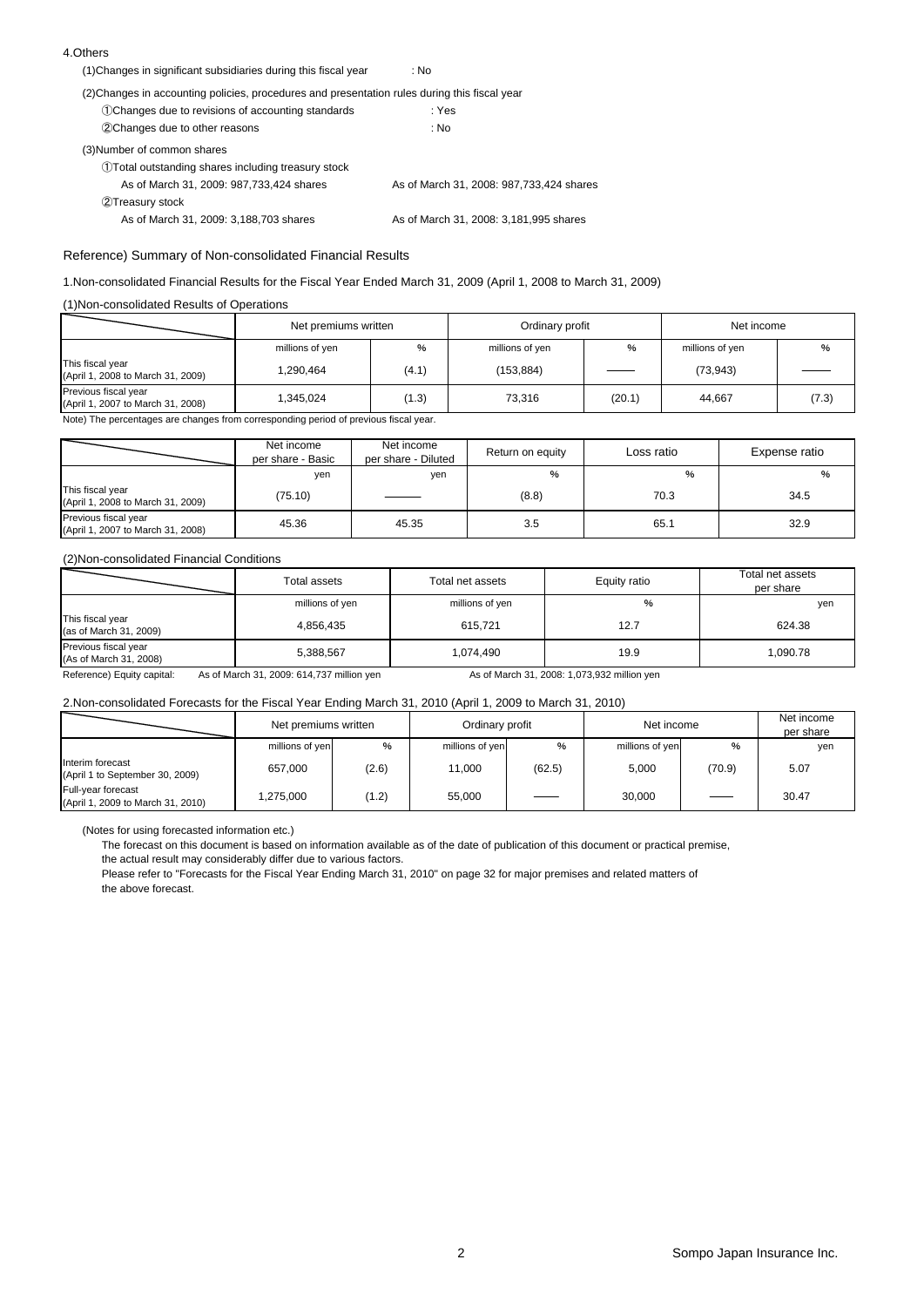4.Others

(1)Changes in significant subsidiaries during this fiscal year : No

(2)Changes in accounting policies, procedures and presentation rules during this fiscal year

①Changes due to revisions of accounting standards : Yes

②Changes due to other reasons : No

(3)Number of common shares

①Total outstanding shares including treasury stock

As of March 31, 2009: 987,733,424 shares As of March 31, 2008: 987,733,424 shares

②Treasury stock

As of March 31, 2009: 3,188,703 shares As of March 31, 2008: 3,181,995 shares

Reference) Summary of Non-consolidated Financial Results

1.Non-consolidated Financial Results for the Fiscal Year Ended March 31, 2009 (April 1, 2008 to March 31, 2009)

(1)Non-consolidated Results of Operations

| | Net premiums written | | Ordinary profit | | Net income | |
|---|---|---|---|---|---|---|
| | millions of yen | % | millions of yen | % | millions of yen | % |
| This fiscal year (April 1, 2008 to March 31, 2009) | 1,290,464 | (4.1) | (153,884) | ―― | (73,943) | ―― |
| Previous fiscal year (April 1, 2007 to March 31, 2008) | 1,345,024 | (1.3) | 73,316 | (20.1) | 44,667 | (7.3) |

Note) The percentages are changes from corresponding period of previous fiscal year.

| | Net income per share - Basic | Net income per share - Diluted | Return on equity | Loss ratio | Expense ratio |
|---|---|---|---|---|---|
| | yen | yen | % | % | % |
| This fiscal year (April 1, 2008 to March 31, 2009) | (75.10) | ―― | (8.8) | 70.3 | 34.5 |
| Previous fiscal year (April 1, 2007 to March 31, 2008) | 45.36 | 45.35 | 3.5 | 65.1 | 32.9 |

(2)Non-consolidated Financial Conditions

| | Total assets | Total net assets | Equity ratio | Total net assets per share |
|---|---|---|---|---|
| | millions of yen | millions of yen | % | yen |
| This fiscal year (as of March 31, 2009) | 4,856,435 | 615,721 | 12.7 | 624.38 |
| Previous fiscal year (As of March 31, 2008) | 5,388,567 | 1,074,490 | 19.9 | 1,090.78 |

Reference) Equity capital: As of March 31, 2009: 614,737 million yen As of March 31, 2008: 1,073,932 million yen

2.Non-consolidated Forecasts for the Fiscal Year Ending March 31, 2010 (April 1, 2009 to March 31, 2010)

| | Net premiums written | | Ordinary profit | | Net income | | Net income per share |
|---|---|---|---|---|---|---|---|
| | millions of yen | % | millions of yen | % | millions of yen | % | yen |
| Interim forecast (April 1 to September 30, 2009) | 657,000 | (2.6) | 11,000 | (62.5) | 5,000 | (70.9) | 5.07 |
| Full-year forecast (April 1, 2009 to March 31, 2010) | 1,275,000 | (1.2) | 55,000 | ―― | 30,000 | ―― | 30.47 |

(Notes for using forecasted information etc.)

The forecast on this document is based on information available as of the date of publication of this document or practical premise, the actual result may considerably differ due to various factors.

Please refer to "Forecasts for the Fiscal Year Ending March 31, 2010" on page 32 for major premises and related matters of the above forecast.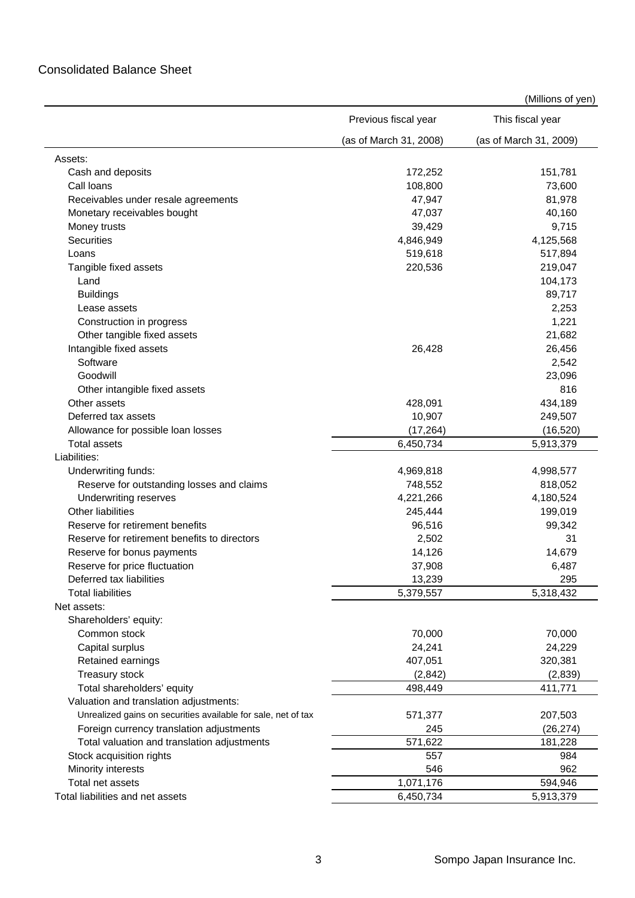## Consolidated Balance Sheet

(Millions of yen)

| | Previous fiscal year (as of March 31, 2008) | This fiscal year (as of March 31, 2009) |
|---|---|---|
| Assets: | | |
| Cash and deposits | 172,252 | 151,781 |
| Call loans | 108,800 | 73,600 |
| Receivables under resale agreements | 47,947 | 81,978 |
| Monetary receivables bought | 47,037 | 40,160 |
| Money trusts | 39,429 | 9,715 |
| Securities | 4,846,949 | 4,125,568 |
| Loans | 519,618 | 517,894 |
| Tangible fixed assets | 220,536 | 219,047 |
| Land | | 104,173 |
| Buildings | | 89,717 |
| Lease assets | | 2,253 |
| Construction in progress | | 1,221 |
| Other tangible fixed assets | | 21,682 |
| Intangible fixed assets | 26,428 | 26,456 |
| Software | | 2,542 |
| Goodwill | | 23,096 |
| Other intangible fixed assets | | 816 |
| Other assets | 428,091 | 434,189 |
| Deferred tax assets | 10,907 | 249,507 |
| Allowance for possible loan losses | (17,264) | (16,520) |
| Total assets | 6,450,734 | 5,913,379 |
| Liabilities: | | |
| Underwriting funds: | 4,969,818 | 4,998,577 |
| Reserve for outstanding losses and claims | 748,552 | 818,052 |
| Underwriting reserves | 4,221,266 | 4,180,524 |
| Other liabilities | 245,444 | 199,019 |
| Reserve for retirement benefits | 96,516 | 99,342 |
| Reserve for retirement benefits to directors | 2,502 | 31 |
| Reserve for bonus payments | 14,126 | 14,679 |
| Reserve for price fluctuation | 37,908 | 6,487 |
| Deferred tax liabilities | 13,239 | 295 |
| Total liabilities | 5,379,557 | 5,318,432 |
| Net assets: | | |
| Shareholders' equity: | | |
| Common stock | 70,000 | 70,000 |
| Capital surplus | 24,241 | 24,229 |
| Retained earnings | 407,051 | 320,381 |
| Treasury stock | (2,842) | (2,839) |
| Total shareholders' equity | 498,449 | 411,771 |
| Valuation and translation adjustments: | | |
| Unrealized gains on securities available for sale, net of tax | 571,377 | 207,503 |
| Foreign currency translation adjustments | 245 | (26,274) |
| Total valuation and translation adjustments | 571,622 | 181,228 |
| Stock acquisition rights | 557 | 984 |
| Minority interests | 546 | 962 |
| Total net assets | 1,071,176 | 594,946 |
| Total liabilities and net assets | 6,450,734 | 5,913,379 |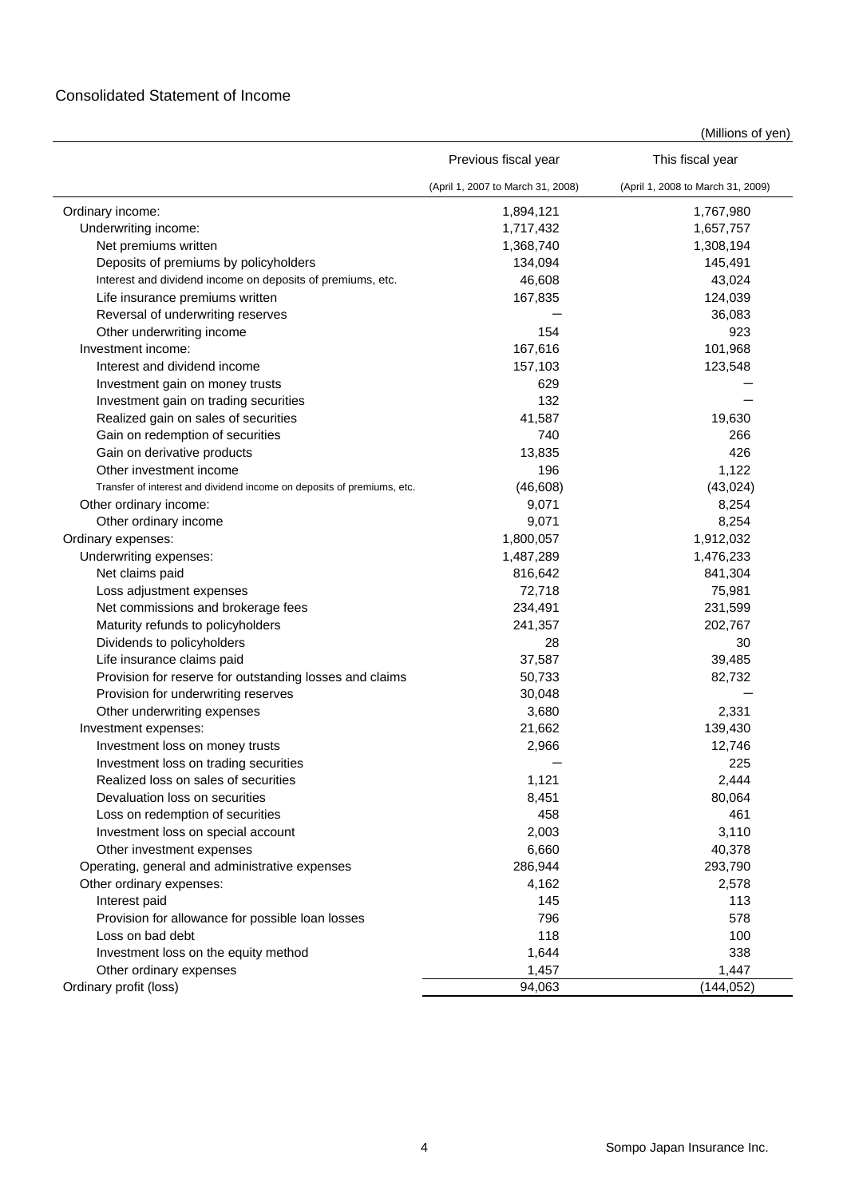## Consolidated Statement of Income

(Millions of yen)

| | Previous fiscal year (April 1, 2007 to March 31, 2008) | This fiscal year (April 1, 2008 to March 31, 2009) |
|---|---|---|
| Ordinary income: | 1,894,121 | 1,767,980 |
| Underwriting income: | 1,717,432 | 1,657,757 |
| Net premiums written | 1,368,740 | 1,308,194 |
| Deposits of premiums by policyholders | 134,094 | 145,491 |
| Interest and dividend income on deposits of premiums, etc. | 46,608 | 43,024 |
| Life insurance premiums written | 167,835 | 124,039 |
| Reversal of underwriting reserves | — | 36,083 |
| Other underwriting income | 154 | 923 |
| Investment income: | 167,616 | 101,968 |
| Interest and dividend income | 157,103 | 123,548 |
| Investment gain on money trusts | 629 | — |
| Investment gain on trading securities | 132 | — |
| Realized gain on sales of securities | 41,587 | 19,630 |
| Gain on redemption of securities | 740 | 266 |
| Gain on derivative products | 13,835 | 426 |
| Other investment income | 196 | 1,122 |
| Transfer of interest and dividend income on deposits of premiums, etc. | (46,608) | (43,024) |
| Other ordinary income: | 9,071 | 8,254 |
| Other ordinary income | 9,071 | 8,254 |
| Ordinary expenses: | 1,800,057 | 1,912,032 |
| Underwriting expenses: | 1,487,289 | 1,476,233 |
| Net claims paid | 816,642 | 841,304 |
| Loss adjustment expenses | 72,718 | 75,981 |
| Net commissions and brokerage fees | 234,491 | 231,599 |
| Maturity refunds to policyholders | 241,357 | 202,767 |
| Dividends to policyholders | 28 | 30 |
| Life insurance claims paid | 37,587 | 39,485 |
| Provision for reserve for outstanding losses and claims | 50,733 | 82,732 |
| Provision for underwriting reserves | 30,048 | — |
| Other underwriting expenses | 3,680 | 2,331 |
| Investment expenses: | 21,662 | 139,430 |
| Investment loss on money trusts | 2,966 | 12,746 |
| Investment loss on trading securities | — | 225 |
| Realized loss on sales of securities | 1,121 | 2,444 |
| Devaluation loss on securities | 8,451 | 80,064 |
| Loss on redemption of securities | 458 | 461 |
| Investment loss on special account | 2,003 | 3,110 |
| Other investment expenses | 6,660 | 40,378 |
| Operating, general and administrative expenses | 286,944 | 293,790 |
| Other ordinary expenses: | 4,162 | 2,578 |
| Interest paid | 145 | 113 |
| Provision for allowance for possible loan losses | 796 | 578 |
| Loss on bad debt | 118 | 100 |
| Investment loss on the equity method | 1,644 | 338 |
| Other ordinary expenses | 1,457 | 1,447 |
| Ordinary profit (loss) | 94,063 | (144,052) |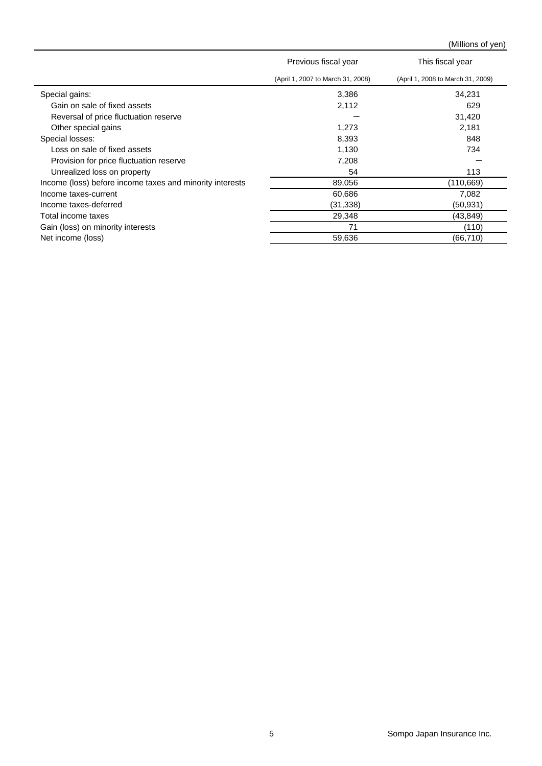(Millions of yen)

| | Previous fiscal year (April 1, 2007 to March 31, 2008) | This fiscal year (April 1, 2008 to March 31, 2009) |
|---|---|---|
| Special gains: | 3,386 | 34,231 |
| Gain on sale of fixed assets | 2,112 | 629 |
| Reversal of price fluctuation reserve | ― | 31,420 |
| Other special gains | 1,273 | 2,181 |
| Special losses: | 8,393 | 848 |
| Loss on sale of fixed assets | 1,130 | 734 |
| Provision for price fluctuation reserve | 7,208 | ― |
| Unrealized loss on property | 54 | 113 |
| Income (loss) before income taxes and minority interests | 89,056 | (110,669) |
| Income taxes-current | 60,686 | 7,082 |
| Income taxes-deferred | (31,338) | (50,931) |
| Total income taxes | 29,348 | (43,849) |
| Gain (loss) on minority interests | 71 | (110) |
| Net income (loss) | 59,636 | (66,710) |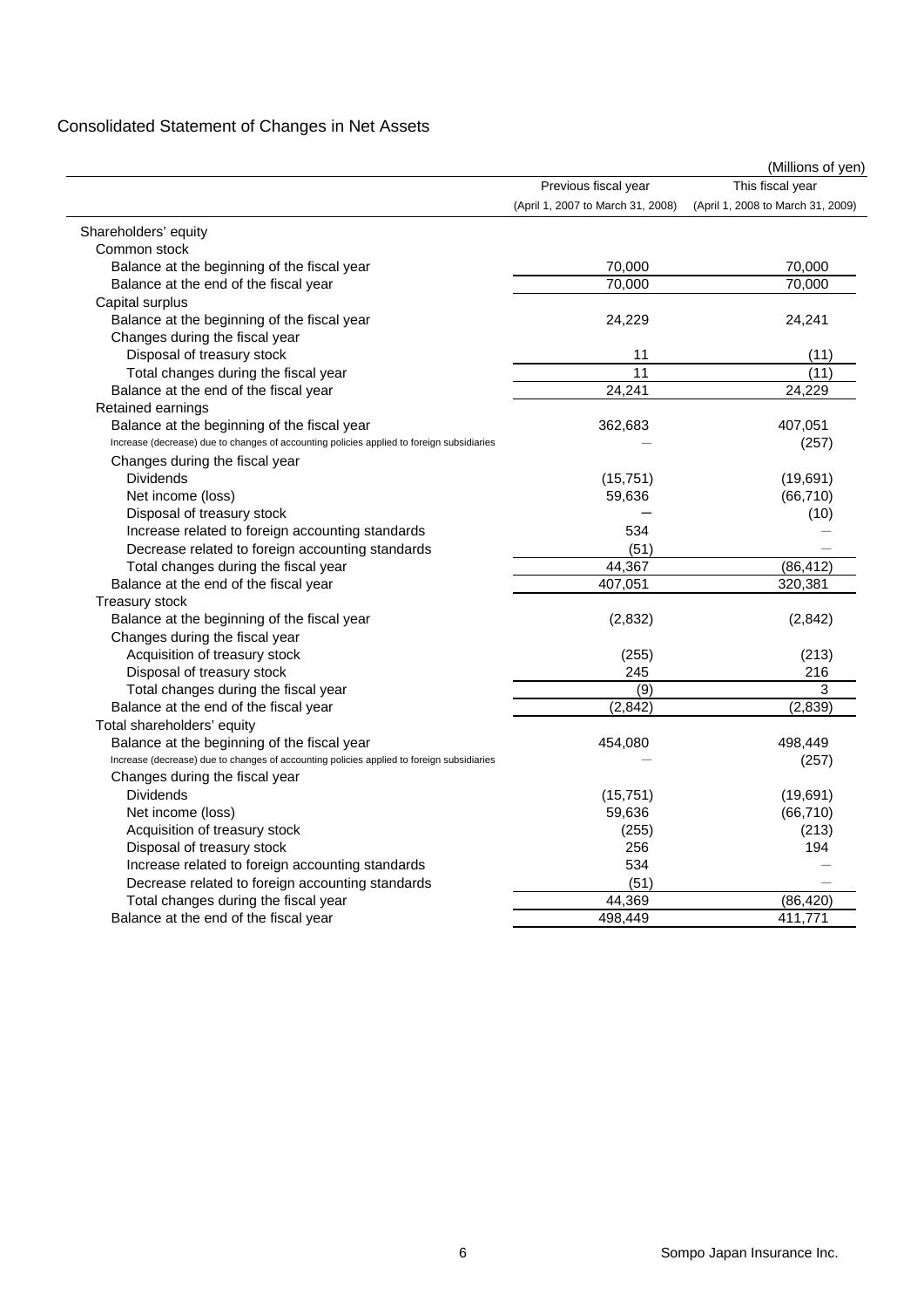## Consolidated Statement of Changes in Net Assets

(Millions of yen)

| | Previous fiscal year (April 1, 2007 to March 31, 2008) | This fiscal year (April 1, 2008 to March 31, 2009) |
|---|---|---|
| Shareholders' equity | | |
| Common stock | | |
| Balance at the beginning of the fiscal year | 70,000 | 70,000 |
| Balance at the end of the fiscal year | 70,000 | 70,000 |
| Capital surplus | | |
| Balance at the beginning of the fiscal year | 24,229 | 24,241 |
| Changes during the fiscal year | | |
| Disposal of treasury stock | 11 | (11) |
| Total changes during the fiscal year | 11 | (11) |
| Balance at the end of the fiscal year | 24,241 | 24,229 |
| Retained earnings | | |
| Balance at the beginning of the fiscal year | 362,683 | 407,051 |
| Increase (decrease) due to changes of accounting policies applied to foreign subsidiaries | — | (257) |
| Changes during the fiscal year | | |
| Dividends | (15,751) | (19,691) |
| Net income (loss) | 59,636 | (66,710) |
| Disposal of treasury stock | — | (10) |
| Increase related to foreign accounting standards | 534 | — |
| Decrease related to foreign accounting standards | (51) | — |
| Total changes during the fiscal year | 44,367 | (86,412) |
| Balance at the end of the fiscal year | 407,051 | 320,381 |
| Treasury stock | | |
| Balance at the beginning of the fiscal year | (2,832) | (2,842) |
| Changes during the fiscal year | | |
| Acquisition of treasury stock | (255) | (213) |
| Disposal of treasury stock | 245 | 216 |
| Total changes during the fiscal year | (9) | 3 |
| Balance at the end of the fiscal year | (2,842) | (2,839) |
| Total shareholders' equity | | |
| Balance at the beginning of the fiscal year | 454,080 | 498,449 |
| Increase (decrease) due to changes of accounting policies applied to foreign subsidiaries | — | (257) |
| Changes during the fiscal year | | |
| Dividends | (15,751) | (19,691) |
| Net income (loss) | 59,636 | (66,710) |
| Acquisition of treasury stock | (255) | (213) |
| Disposal of treasury stock | 256 | 194 |
| Increase related to foreign accounting standards | 534 | — |
| Decrease related to foreign accounting standards | (51) | — |
| Total changes during the fiscal year | 44,369 | (86,420) |
| Balance at the end of the fiscal year | 498,449 | 411,771 |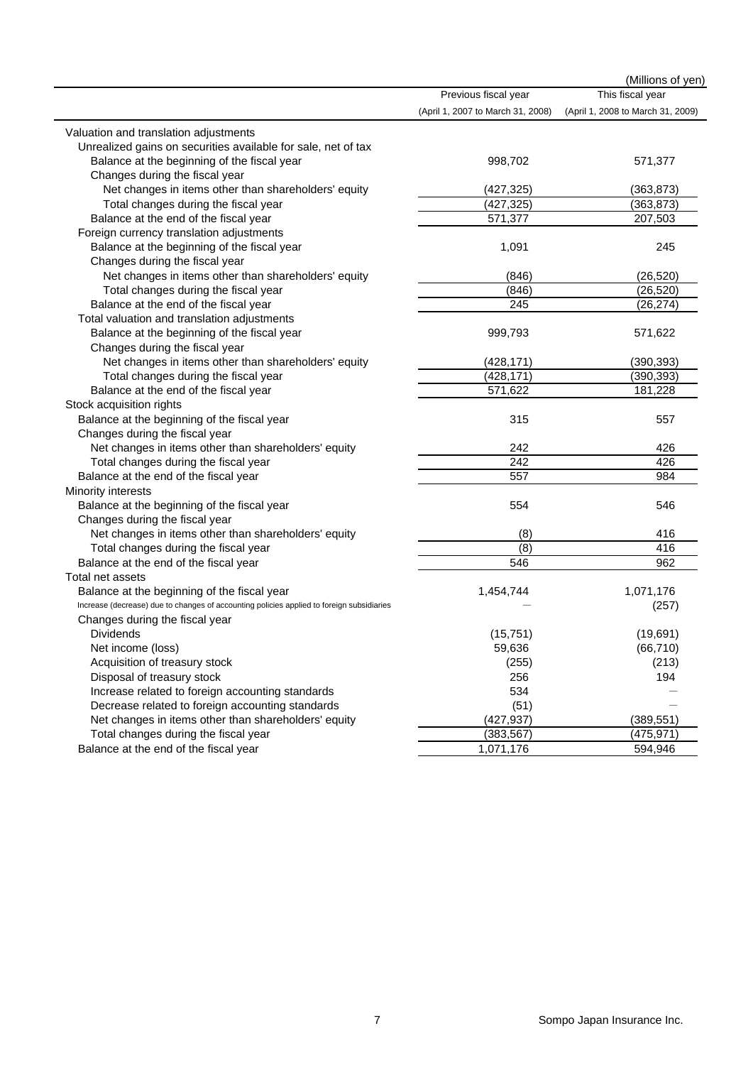(Millions of yen)

| | Previous fiscal year (April 1, 2007 to March 31, 2008) | This fiscal year (April 1, 2008 to March 31, 2009) |
|---|---|---|
| Valuation and translation adjustments | | |
| Unrealized gains on securities available for sale, net of tax | | |
| Balance at the beginning of the fiscal year | 998,702 | 571,377 |
| Changes during the fiscal year | | |
| Net changes in items other than shareholders' equity | (427,325) | (363,873) |
| Total changes during the fiscal year | (427,325) | (363,873) |
| Balance at the end of the fiscal year | 571,377 | 207,503 |
| Foreign currency translation adjustments | | |
| Balance at the beginning of the fiscal year | 1,091 | 245 |
| Changes during the fiscal year | | |
| Net changes in items other than shareholders' equity | (846) | (26,520) |
| Total changes during the fiscal year | (846) | (26,520) |
| Balance at the end of the fiscal year | 245 | (26,274) |
| Total valuation and translation adjustments | | |
| Balance at the beginning of the fiscal year | 999,793 | 571,622 |
| Changes during the fiscal year | | |
| Net changes in items other than shareholders' equity | (428,171) | (390,393) |
| Total changes during the fiscal year | (428,171) | (390,393) |
| Balance at the end of the fiscal year | 571,622 | 181,228 |
| Stock acquisition rights | | |
| Balance at the beginning of the fiscal year | 315 | 557 |
| Changes during the fiscal year | | |
| Net changes in items other than shareholders' equity | 242 | 426 |
| Total changes during the fiscal year | 242 | 426 |
| Balance at the end of the fiscal year | 557 | 984 |
| Minority interests | | |
| Balance at the beginning of the fiscal year | 554 | 546 |
| Changes during the fiscal year | | |
| Net changes in items other than shareholders' equity | (8) | 416 |
| Total changes during the fiscal year | (8) | 416 |
| Balance at the end of the fiscal year | 546 | 962 |
| Total net assets | | |
| Balance at the beginning of the fiscal year | 1,454,744 | 1,071,176 |
| Increase (decrease) due to changes of accounting policies applied to foreign subsidiaries | — | (257) |
| Changes during the fiscal year | | |
| Dividends | (15,751) | (19,691) |
| Net income (loss) | 59,636 | (66,710) |
| Acquisition of treasury stock | (255) | (213) |
| Disposal of treasury stock | 256 | 194 |
| Increase related to foreign accounting standards | 534 | — |
| Decrease related to foreign accounting standards | (51) | — |
| Net changes in items other than shareholders' equity | (427,937) | (389,551) |
| Total changes during the fiscal year | (383,567) | (475,971) |
| Balance at the end of the fiscal year | 1,071,176 | 594,946 |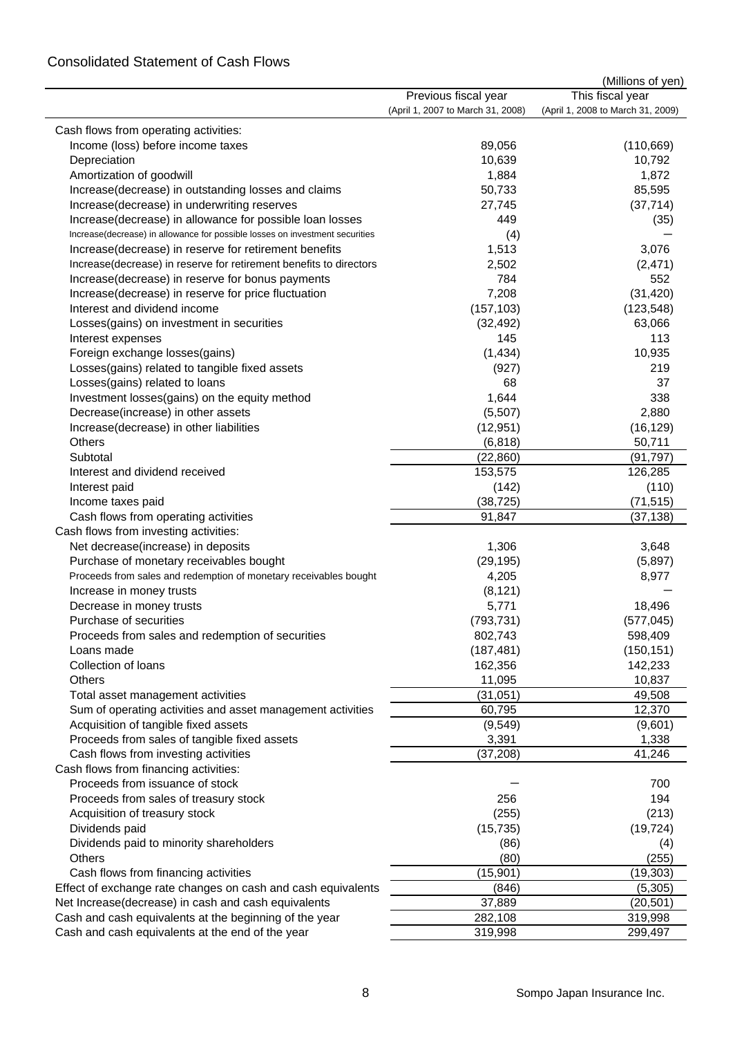## Consolidated Statement of Cash Flows

(Millions of yen)

| | Previous fiscal year (April 1, 2007 to March 31, 2008) | This fiscal year (April 1, 2008 to March 31, 2009) |
|---|---|---|
| Cash flows from operating activities: | | |
| Income (loss) before income taxes | 89,056 | (110,669) |
| Depreciation | 10,639 | 10,792 |
| Amortization of goodwill | 1,884 | 1,872 |
| Increase(decrease) in outstanding losses and claims | 50,733 | 85,595 |
| Increase(decrease) in underwriting reserves | 27,745 | (37,714) |
| Increase(decrease) in allowance for possible loan losses | 449 | (35) |
| Increase(decrease) in allowance for possible losses on investment securities | (4) | ― |
| Increase(decrease) in reserve for retirement benefits | 1,513 | 3,076 |
| Increase(decrease) in reserve for retirement benefits to directors | 2,502 | (2,471) |
| Increase(decrease) in reserve for bonus payments | 784 | 552 |
| Increase(decrease) in reserve for price fluctuation | 7,208 | (31,420) |
| Interest and dividend income | (157,103) | (123,548) |
| Losses(gains) on investment in securities | (32,492) | 63,066 |
| Interest expenses | 145 | 113 |
| Foreign exchange losses(gains) | (1,434) | 10,935 |
| Losses(gains) related to tangible fixed assets | (927) | 219 |
| Losses(gains) related to loans | 68 | 37 |
| Investment losses(gains) on the equity method | 1,644 | 338 |
| Decrease(increase) in other assets | (5,507) | 2,880 |
| Increase(decrease) in other liabilities | (12,951) | (16,129) |
| Others | (6,818) | 50,711 |
| Subtotal | (22,860) | (91,797) |
| Interest and dividend received | 153,575 | 126,285 |
| Interest paid | (142) | (110) |
| Income taxes paid | (38,725) | (71,515) |
| Cash flows from operating activities | 91,847 | (37,138) |
| Cash flows from investing activities: | | |
| Net decrease(increase) in deposits | 1,306 | 3,648 |
| Purchase of monetary receivables bought | (29,195) | (5,897) |
| Proceeds from sales and redemption of monetary receivables bought | 4,205 | 8,977 |
| Increase in money trusts | (8,121) | ― |
| Decrease in money trusts | 5,771 | 18,496 |
| Purchase of securities | (793,731) | (577,045) |
| Proceeds from sales and redemption of securities | 802,743 | 598,409 |
| Loans made | (187,481) | (150,151) |
| Collection of loans | 162,356 | 142,233 |
| Others | 11,095 | 10,837 |
| Total asset management activities | (31,051) | 49,508 |
| Sum of operating activities and asset management activities | 60,795 | 12,370 |
| Acquisition of tangible fixed assets | (9,549) | (9,601) |
| Proceeds from sales of tangible fixed assets | 3,391 | 1,338 |
| Cash flows from investing activities | (37,208) | 41,246 |
| Cash flows from financing activities: | | |
| Proceeds from issuance of stock | ― | 700 |
| Proceeds from sales of treasury stock | 256 | 194 |
| Acquisition of treasury stock | (255) | (213) |
| Dividends paid | (15,735) | (19,724) |
| Dividends paid to minority shareholders | (86) | (4) |
| Others | (80) | (255) |
| Cash flows from financing activities | (15,901) | (19,303) |
| Effect of exchange rate changes on cash and cash equivalents | (846) | (5,305) |
| Net Increase(decrease) in cash and cash equivalents | 37,889 | (20,501) |
| Cash and cash equivalents at the beginning of the year | 282,108 | 319,998 |
| Cash and cash equivalents at the end of the year | 319,998 | 299,497 |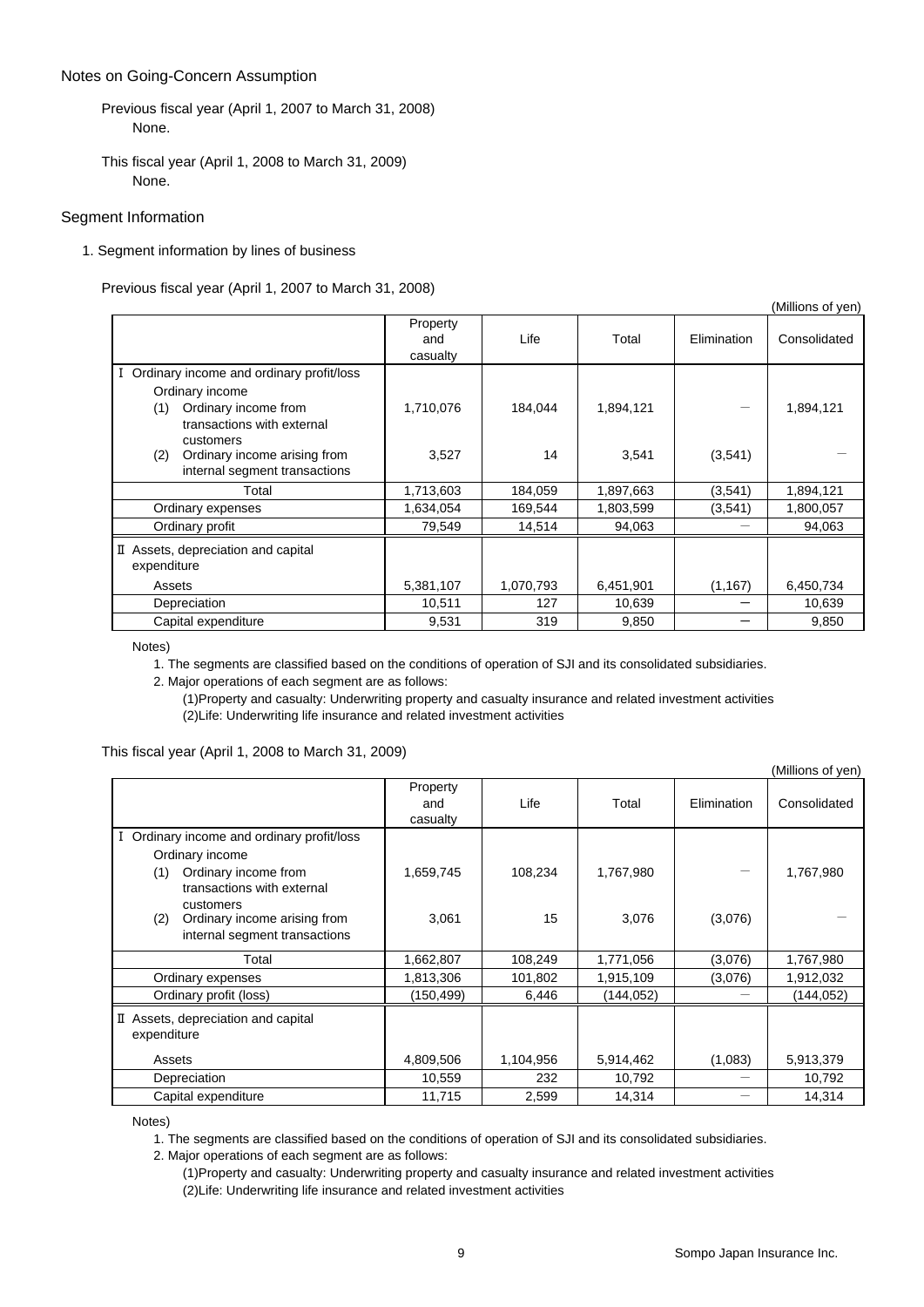## Notes on Going-Concern Assumption

Previous fiscal year (April 1, 2007 to March 31, 2008)
None.

This fiscal year (April 1, 2008 to March 31, 2009)
None.

## Segment Information

1. Segment information by lines of business

Previous fiscal year (April 1, 2007 to March 31, 2008)

(Millions of yen)

| | Property and casualty | Life | Total | Elimination | Consolidated |
|---|---|---|---|---|---|
| Ⅰ Ordinary income and ordinary profit/loss | | | | | |
| Ordinary income | | | | | |
| (1) Ordinary income from transactions with external customers | 1,710,076 | 184,044 | 1,894,121 | － | 1,894,121 |
| (2) Ordinary income arising from internal segment transactions | 3,527 | 14 | 3,541 | (3,541) | － |
| Total | 1,713,603 | 184,059 | 1,897,663 | (3,541) | 1,894,121 |
| Ordinary expenses | 1,634,054 | 169,544 | 1,803,599 | (3,541) | 1,800,057 |
| Ordinary profit | 79,549 | 14,514 | 94,063 | － | 94,063 |
| Ⅱ Assets, depreciation and capital expenditure | | | | | |
| Assets | 5,381,107 | 1,070,793 | 6,451,901 | (1,167) | 6,450,734 |
| Depreciation | 10,511 | 127 | 10,639 | － | 10,639 |
| Capital expenditure | 9,531 | 319 | 9,850 | － | 9,850 |

Notes)

1. The segments are classified based on the conditions of operation of SJI and its consolidated subsidiaries.
2. Major operations of each segment are as follows:
   (1)Property and casualty: Underwriting property and casualty insurance and related investment activities
   (2)Life: Underwriting life insurance and related investment activities

This fiscal year (April 1, 2008 to March 31, 2009)

(Millions of yen)

| | Property and casualty | Life | Total | Elimination | Consolidated |
|---|---|---|---|---|---|
| Ⅰ Ordinary income and ordinary profit/loss | | | | | |
| Ordinary income | | | | | |
| (1) Ordinary income from transactions with external customers | 1,659,745 | 108,234 | 1,767,980 | － | 1,767,980 |
| (2) Ordinary income arising from internal segment transactions | 3,061 | 15 | 3,076 | (3,076) | － |
| Total | 1,662,807 | 108,249 | 1,771,056 | (3,076) | 1,767,980 |
| Ordinary expenses | 1,813,306 | 101,802 | 1,915,109 | (3,076) | 1,912,032 |
| Ordinary profit (loss) | (150,499) | 6,446 | (144,052) | － | (144,052) |
| Ⅱ Assets, depreciation and capital expenditure | | | | | |
| Assets | 4,809,506 | 1,104,956 | 5,914,462 | (1,083) | 5,913,379 |
| Depreciation | 10,559 | 232 | 10,792 | － | 10,792 |
| Capital expenditure | 11,715 | 2,599 | 14,314 | － | 14,314 |

Notes)

1. The segments are classified based on the conditions of operation of SJI and its consolidated subsidiaries.
2. Major operations of each segment are as follows:
   (1)Property and casualty: Underwriting property and casualty insurance and related investment activities
   (2)Life: Underwriting life insurance and related investment activities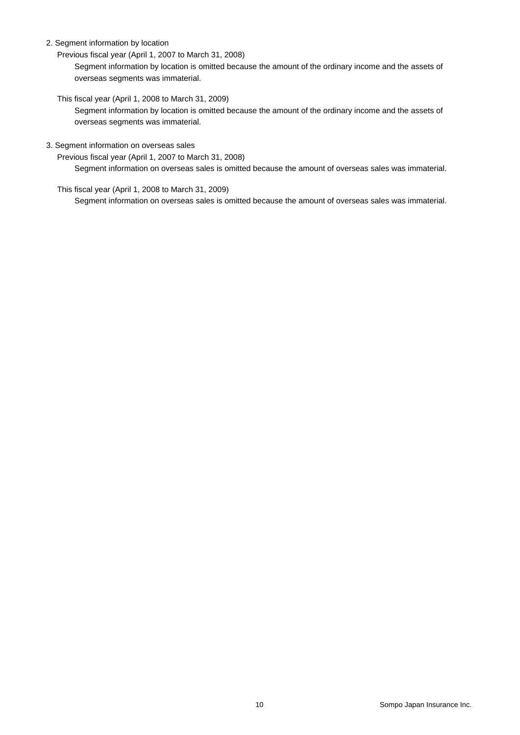2. Segment information by location

Previous fiscal year (April 1, 2007 to March 31, 2008)

Segment information by location is omitted because the amount of the ordinary income and the assets of overseas segments was immaterial.

This fiscal year (April 1, 2008 to March 31, 2009)

Segment information by location is omitted because the amount of the ordinary income and the assets of overseas segments was immaterial.

3. Segment information on overseas sales

Previous fiscal year (April 1, 2007 to March 31, 2008)

Segment information on overseas sales is omitted because the amount of overseas sales was immaterial.

This fiscal year (April 1, 2008 to March 31, 2009)

Segment information on overseas sales is omitted because the amount of overseas sales was immaterial.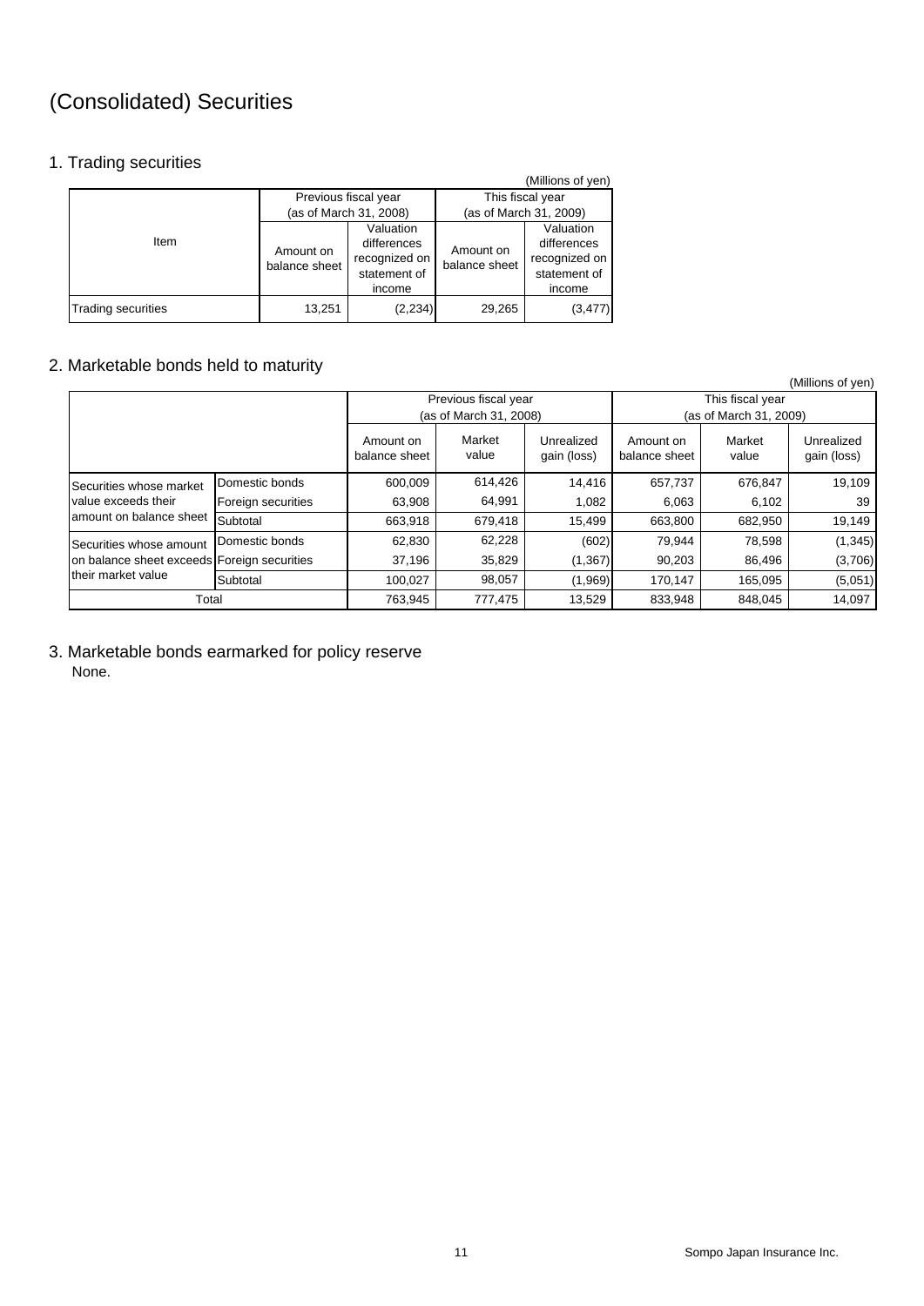# (Consolidated) Securities

## 1. Trading securities

(Millions of yen)

| Item | Previous fiscal year (as of March 31, 2008) | | This fiscal year (as of March 31, 2009) | |
|---|---|---|---|---|
| | Amount on balance sheet | Valuation differences recognized on statement of income | Amount on balance sheet | Valuation differences recognized on statement of income |
| Trading securities | 13,251 | (2,234) | 29,265 | (3,477) |

## 2. Marketable bonds held to maturity

(Millions of yen)

| | | Previous fiscal year (as of March 31, 2008) | | | This fiscal year (as of March 31, 2009) | | |
|---|---|---|---|---|---|---|---|
| | | Amount on balance sheet | Market value | Unrealized gain (loss) | Amount on balance sheet | Market value | Unrealized gain (loss) |
| Securities whose market value exceeds their amount on balance sheet | Domestic bonds | 600,009 | 614,426 | 14,416 | 657,737 | 676,847 | 19,109 |
| | Foreign securities | 63,908 | 64,991 | 1,082 | 6,063 | 6,102 | 39 |
| | Subtotal | 663,918 | 679,418 | 15,499 | 663,800 | 682,950 | 19,149 |
| Securities whose amount on balance sheet exceeds their market value | Domestic bonds | 62,830 | 62,228 | (602) | 79,944 | 78,598 | (1,345) |
| | Foreign securities | 37,196 | 35,829 | (1,367) | 90,203 | 86,496 | (3,706) |
| | Subtotal | 100,027 | 98,057 | (1,969) | 170,147 | 165,095 | (5,051) |
| Total | | 763,945 | 777,475 | 13,529 | 833,948 | 848,045 | 14,097 |

## 3. Marketable bonds earmarked for policy reserve

None.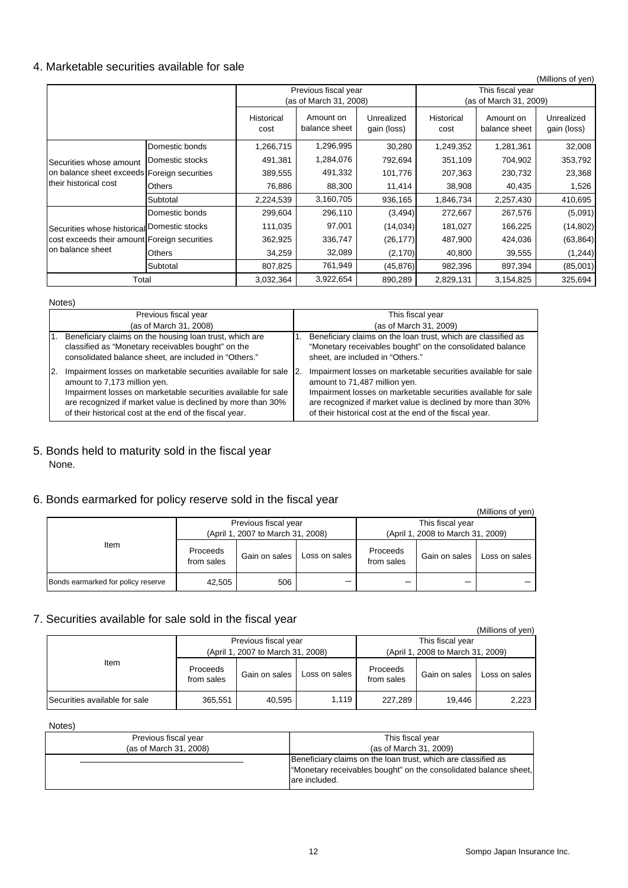## 4. Marketable securities available for sale

(Millions of yen)

| | | Previous fiscal year (as of March 31, 2008) | | | This fiscal year (as of March 31, 2009) | | |
|---|---|---|---|---|---|---|---|
| | | Historical cost | Amount on balance sheet | Unrealized gain (loss) | Historical cost | Amount on balance sheet | Unrealized gain (loss) |
| Securities whose amount on balance sheet exceeds their historical cost | Domestic bonds | 1,266,715 | 1,296,995 | 30,280 | 1,249,352 | 1,281,361 | 32,008 |
| | Domestic stocks | 491,381 | 1,284,076 | 792,694 | 351,109 | 704,902 | 353,792 |
| | Foreign securities | 389,555 | 491,332 | 101,776 | 207,363 | 230,732 | 23,368 |
| | Others | 76,886 | 88,300 | 11,414 | 38,908 | 40,435 | 1,526 |
| | Subtotal | 2,224,539 | 3,160,705 | 936,165 | 1,846,734 | 2,257,430 | 410,695 |
| Securities whose historical cost exceeds their amount on balance sheet | Domestic bonds | 299,604 | 296,110 | (3,494) | 272,667 | 267,576 | (5,091) |
| | Domestic stocks | 111,035 | 97,001 | (14,034) | 181,027 | 166,225 | (14,802) |
| | Foreign securities | 362,925 | 336,747 | (26,177) | 487,900 | 424,036 | (63,864) |
| | Others | 34,259 | 32,089 | (2,170) | 40,800 | 39,555 | (1,244) |
| | Subtotal | 807,825 | 761,949 | (45,876) | 982,396 | 897,394 | (85,001) |
| Total | | 3,032,364 | 3,922,654 | 890,289 | 2,829,131 | 3,154,825 | 325,694 |

Notes)

| Previous fiscal year (as of March 31, 2008) | This fiscal year (as of March 31, 2009) |
|---|---|
| 1. Beneficiary claims on the housing loan trust, which are classified as "Monetary receivables bought" on the consolidated balance sheet, are included in "Others." | 1. Beneficiary claims on the loan trust, which are classified as "Monetary receivables bought" on the consolidated balance sheet, are included in "Others." |
| 2. Impairment losses on marketable securities available for sale amount to 7,173 million yen. Impairment losses on marketable securities available for sale are recognized if market value is declined by more than 30% of their historical cost at the end of the fiscal year. | 2. Impairment losses on marketable securities available for sale amount to 71,487 million yen. Impairment losses on marketable securities available for sale are recognized if market value is declined by more than 30% of their historical cost at the end of the fiscal year. |

## 5. Bonds held to maturity sold in the fiscal year

None.

## 6. Bonds earmarked for policy reserve sold in the fiscal year

(Millions of yen)

| Item | Previous fiscal year (April 1, 2007 to March 31, 2008) | | | This fiscal year (April 1, 2008 to March 31, 2009) | | |
|---|---|---|---|---|---|---|
| | Proceeds from sales | Gain on sales | Loss on sales | Proceeds from sales | Gain on sales | Loss on sales |
| Bonds earmarked for policy reserve | 42,505 | 506 | − | − | − | − |

## 7. Securities available for sale sold in the fiscal year

(Millions of yen)

| Item | Previous fiscal year (April 1, 2007 to March 31, 2008) | | | This fiscal year (April 1, 2008 to March 31, 2009) | | |
|---|---|---|---|---|---|---|
| | Proceeds from sales | Gain on sales | Loss on sales | Proceeds from sales | Gain on sales | Loss on sales |
| Securities available for sale | 365,551 | 40,595 | 1,119 | 227,289 | 19,446 | 2,223 |

Notes)

| Previous fiscal year (as of March 31, 2008) | This fiscal year (as of March 31, 2009) |
|---|---|
| ―――――― | Beneficiary claims on the loan trust, which are classified as "Monetary receivables bought" on the consolidated balance sheet, are included. |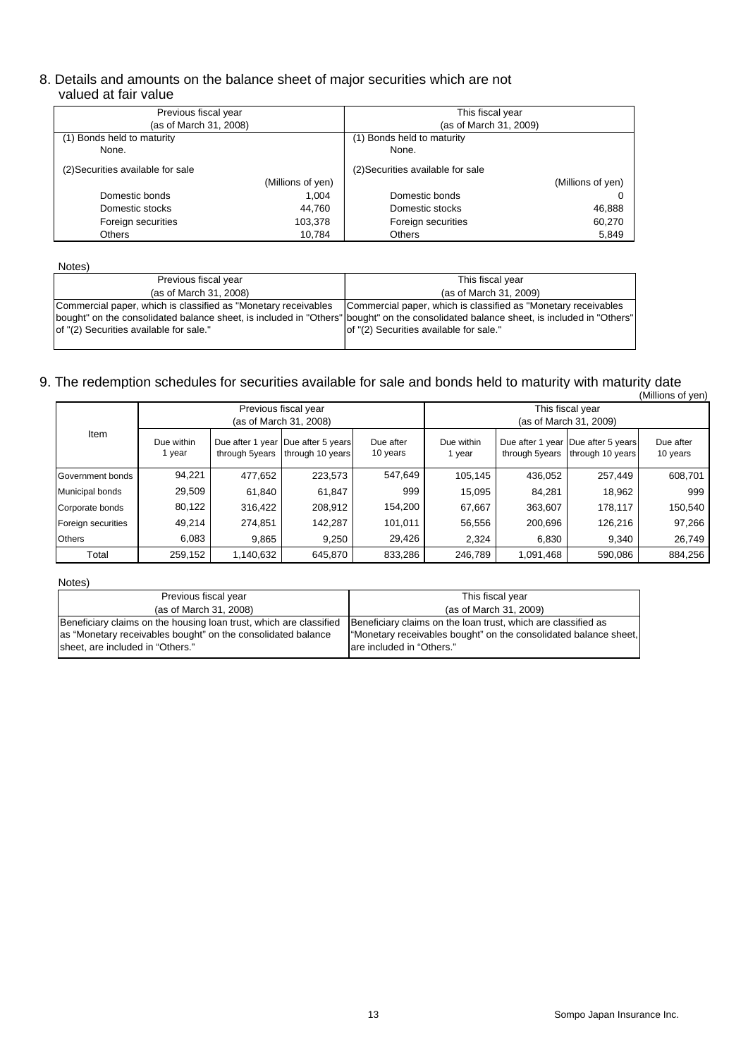## 8. Details and amounts on the balance sheet of major securities which are not valued at fair value

| Previous fiscal year (as of March 31, 2008) | | This fiscal year (as of March 31, 2009) | |
|---|---|---|---|
| (1) Bonds held to maturity | | (1) Bonds held to maturity | |
| None. | | None. | |
| (2)Securities available for sale | | (2)Securities available for sale | |
| | (Millions of yen) | | (Millions of yen) |
| Domestic bonds | 1,004 | Domestic bonds | 0 |
| Domestic stocks | 44,760 | Domestic stocks | 46,888 |
| Foreign securities | 103,378 | Foreign securities | 60,270 |
| Others | 10,784 | Others | 5,849 |

Notes)

| Previous fiscal year (as of March 31, 2008) | This fiscal year (as of March 31, 2009) |
|---|---|
| Commercial paper, which is classified as "Monetary receivables bought" on the consolidated balance sheet, is included in "Others" of "(2) Securities available for sale." | Commercial paper, which is classified as "Monetary receivables bought" on the consolidated balance sheet, is included in "Others" of "(2) Securities available for sale." |

## 9. The redemption schedules for securities available for sale and bonds held to maturity with maturity date

(Millions of yen)

| Item | Previous fiscal year (as of March 31, 2008) | | | | This fiscal year (as of March 31, 2009) | | | |
|---|---|---|---|---|---|---|---|---|
| | Due within 1 year | Due after 1 year through 5years | Due after 5 years through 10 years | Due after 10 years | Due within 1 year | Due after 1 year through 5years | Due after 5 years through 10 years | Due after 10 years |
| Government bonds | 94,221 | 477,652 | 223,573 | 547,649 | 105,145 | 436,052 | 257,449 | 608,701 |
| Municipal bonds | 29,509 | 61,840 | 61,847 | 999 | 15,095 | 84,281 | 18,962 | 999 |
| Corporate bonds | 80,122 | 316,422 | 208,912 | 154,200 | 67,667 | 363,607 | 178,117 | 150,540 |
| Foreign securities | 49,214 | 274,851 | 142,287 | 101,011 | 56,556 | 200,696 | 126,216 | 97,266 |
| Others | 6,083 | 9,865 | 9,250 | 29,426 | 2,324 | 6,830 | 9,340 | 26,749 |
| Total | 259,152 | 1,140,632 | 645,870 | 833,286 | 246,789 | 1,091,468 | 590,086 | 884,256 |

Notes)

| Previous fiscal year (as of March 31, 2008) | This fiscal year (as of March 31, 2009) |
|---|---|
| Beneficiary claims on the housing loan trust, which are classified as "Monetary receivables bought" on the consolidated balance sheet, are included in "Others." | Beneficiary claims on the loan trust, which are classified as "Monetary receivables bought" on the consolidated balance sheet, are included in "Others." |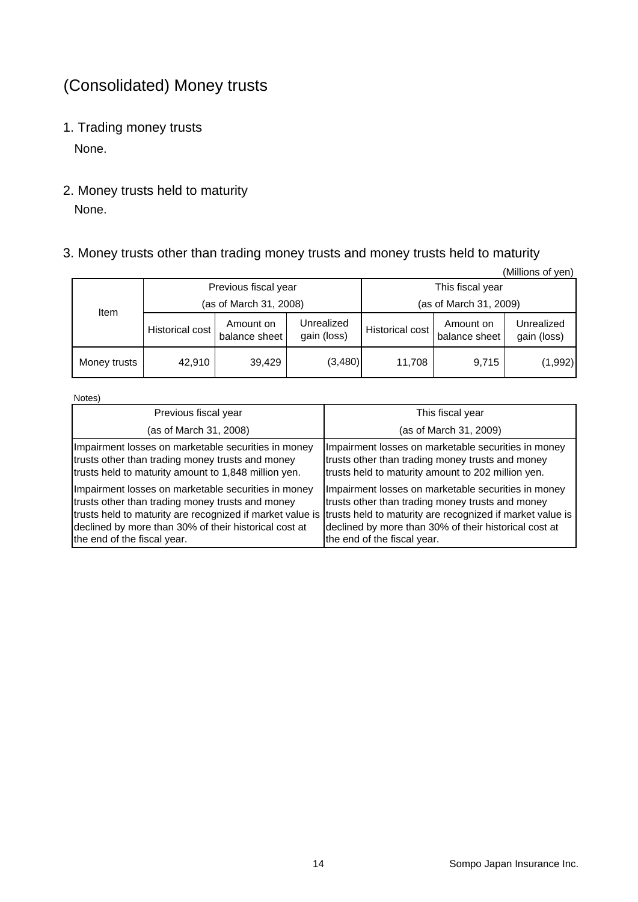# (Consolidated) Money trusts

## 1. Trading money trusts

None.

## 2. Money trusts held to maturity

None.

## 3. Money trusts other than trading money trusts and money trusts held to maturity

(Millions of yen)

| Item | Previous fiscal year (as of March 31, 2008) | | | This fiscal year (as of March 31, 2009) | | |
|---|---|---|---|---|---|---|
| | Historical cost | Amount on balance sheet | Unrealized gain (loss) | Historical cost | Amount on balance sheet | Unrealized gain (loss) |
| Money trusts | 42,910 | 39,429 | (3,480) | 11,708 | 9,715 | (1,992) |

Notes)

| Previous fiscal year (as of March 31, 2008) | This fiscal year (as of March 31, 2009) |
|---|---|
| Impairment losses on marketable securities in money trusts other than trading money trusts and money trusts held to maturity amount to 1,848 million yen. | Impairment losses on marketable securities in money trusts other than trading money trusts and money trusts held to maturity amount to 202 million yen. |
| Impairment losses on marketable securities in money trusts other than trading money trusts and money trusts held to maturity are recognized if market value is declined by more than 30% of their historical cost at the end of the fiscal year. | Impairment losses on marketable securities in money trusts other than trading money trusts and money trusts held to maturity are recognized if market value is declined by more than 30% of their historical cost at the end of the fiscal year. |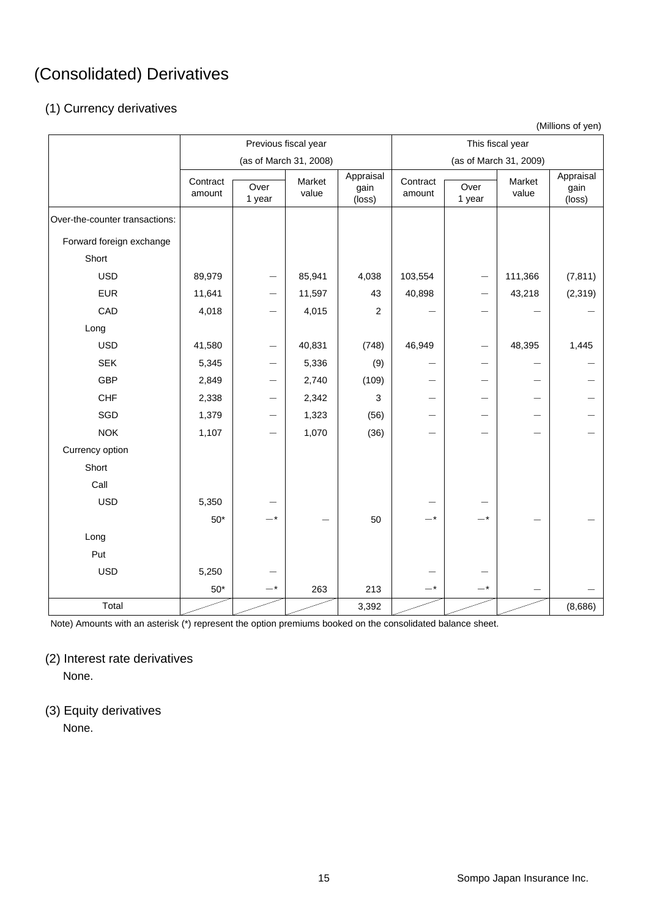# (Consolidated) Derivatives

## (1) Currency derivatives

(Millions of yen)

| | Previous fiscal year (as of March 31, 2008) | | | | This fiscal year (as of March 31, 2009) | | | |
|---|---|---|---|---|---|---|---|---|
| | Contract amount | Over 1 year | Market value | Appraisal gain (loss) | Contract amount | Over 1 year | Market value | Appraisal gain (loss) |
| Over-the-counter transactions: | | | | | | | | |
| Forward foreign exchange | | | | | | | | |
| Short | | | | | | | | |
| USD | 89,979 | — | 85,941 | 4,038 | 103,554 | — | 111,366 | (7,811) |
| EUR | 11,641 | — | 11,597 | 43 | 40,898 | — | 43,218 | (2,319) |
| CAD | 4,018 | — | 4,015 | 2 | — | — | — | — |
| Long | | | | | | | | |
| USD | 41,580 | — | 40,831 | (748) | 46,949 | — | 48,395 | 1,445 |
| SEK | 5,345 | — | 5,336 | (9) | — | — | — | — |
| GBP | 2,849 | — | 2,740 | (109) | — | — | — | — |
| CHF | 2,338 | — | 2,342 | 3 | — | — | — | — |
| SGD | 1,379 | — | 1,323 | (56) | — | — | — | — |
| NOK | 1,107 | — | 1,070 | (36) | — | — | — | — |
| Currency option | | | | | | | | |
| Short | | | | | | | | |
| Call | | | | | | | | |
| USD | 5,350 | — | | | — | — | | |
| | 50* | —* | — | 50 | —* | —* | — | — |
| Long | | | | | | | | |
| Put | | | | | | | | |
| USD | 5,250 | — | | | — | — | | |
| | 50* | —* | 263 | 213 | —* | —* | — | — |
| Total | | | | 3,392 | | | | (8,686) |

Note) Amounts with an asterisk (*) represent the option premiums booked on the consolidated balance sheet.

## (2) Interest rate derivatives

None.

## (3) Equity derivatives

None.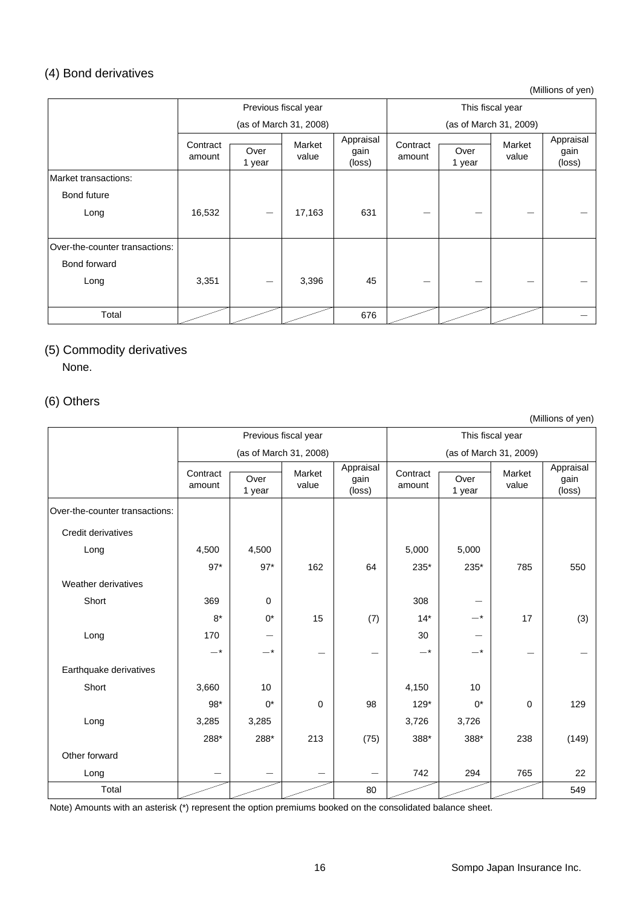## (4) Bond derivatives

(Millions of yen)

| | Previous fiscal year (as of March 31, 2008) | | | | This fiscal year (as of March 31, 2009) | | | |
|---|---|---|---|---|---|---|---|---|
| | Contract amount | Over 1 year | Market value | Appraisal gain (loss) | Contract amount | Over 1 year | Market value | Appraisal gain (loss) |
| Market transactions: | | | | | | | | |
| Bond future | | | | | | | | |
| Long | 16,532 | — | 17,163 | 631 | — | — | — | — |
| Over-the-counter transactions: | | | | | | | | |
| Bond forward | | | | | | | | |
| Long | 3,351 | — | 3,396 | 45 | — | — | — | — |
| Total | | | | 676 | | | | — |

## (5) Commodity derivatives

None.

## (6) Others

(Millions of yen)

| | Previous fiscal year (as of March 31, 2008) | | | | This fiscal year (as of March 31, 2009) | | | |
|---|---|---|---|---|---|---|---|---|
| | Contract amount | Over 1 year | Market value | Appraisal gain (loss) | Contract amount | Over 1 year | Market value | Appraisal gain (loss) |
| Over-the-counter transactions: | | | | | | | | |
| Credit derivatives | | | | | | | | |
| Long | 4,500 | 4,500 | | | 5,000 | 5,000 | | |
| | 97* | 97* | 162 | 64 | 235* | 235* | 785 | 550 |
| Weather derivatives | | | | | | | | |
| Short | 369 | 0 | | | 308 | — | | |
| | 8* | 0* | 15 | (7) | 14* | —* | 17 | (3) |
| Long | 170 | — | | | 30 | — | | |
| | —* | —* | — | — | —* | —* | — | — |
| Earthquake derivatives | | | | | | | | |
| Short | 3,660 | 10 | | | 4,150 | 10 | | |
| | 98* | 0* | 0 | 98 | 129* | 0* | 0 | 129 |
| Long | 3,285 | 3,285 | | | 3,726 | 3,726 | | |
| | 288* | 288* | 213 | (75) | 388* | 388* | 238 | (149) |
| Other forward | | | | | | | | |
| Long | — | — | — | — | 742 | 294 | 765 | 22 |
| Total | | | | 80 | | | | 549 |

Note) Amounts with an asterisk (*) represent the option premiums booked on the consolidated balance sheet.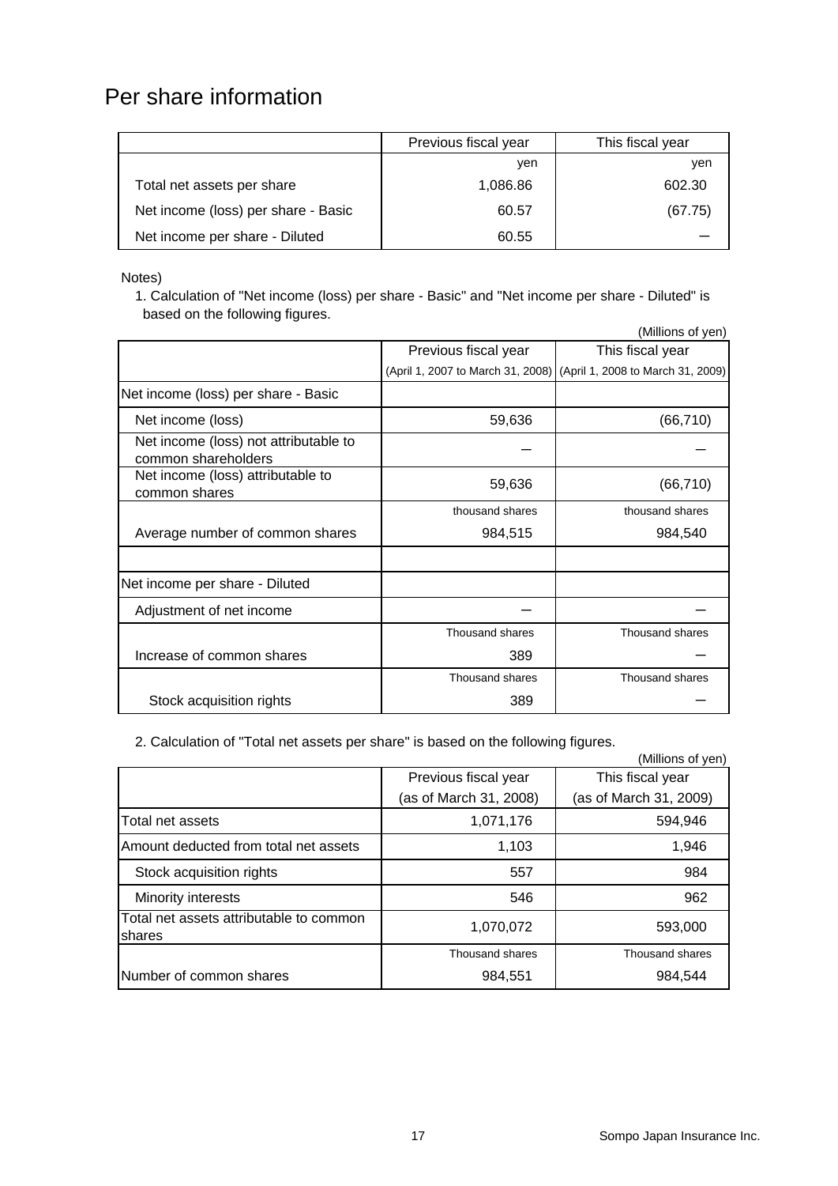# Per share information

| | Previous fiscal year | This fiscal year |
|---|---|---|
| | yen | yen |
| Total net assets per share | 1,086.86 | 602.30 |
| Net income (loss) per share - Basic | 60.57 | (67.75) |
| Net income per share - Diluted | 60.55 | — |

Notes)

1. Calculation of "Net income (loss) per share - Basic" and "Net income per share - Diluted" is based on the following figures.

(Millions of yen)

| | Previous fiscal year (April 1, 2007 to March 31, 2008) | This fiscal year (April 1, 2008 to March 31, 2009) |
|---|---|---|
| Net income (loss) per share - Basic | | |
| Net income (loss) | 59,636 | (66,710) |
| Net income (loss) not attributable to common shareholders | — | — |
| Net income (loss) attributable to common shares | 59,636 | (66,710) |
| | thousand shares | thousand shares |
| Average number of common shares | 984,515 | 984,540 |
| | | |
| Net income per share - Diluted | | |
| Adjustment of net income | — | — |
| | Thousand shares | Thousand shares |
| Increase of common shares | 389 | — |
| | Thousand shares | Thousand shares |
| Stock acquisition rights | 389 | — |

2. Calculation of "Total net assets per share" is based on the following figures.

(Millions of yen)

| | Previous fiscal year (as of March 31, 2008) | This fiscal year (as of March 31, 2009) |
|---|---|---|
| Total net assets | 1,071,176 | 594,946 |
| Amount deducted from total net assets | 1,103 | 1,946 |
| Stock acquisition rights | 557 | 984 |
| Minority interests | 546 | 962 |
| Total net assets attributable to common shares | 1,070,072 | 593,000 |
| | Thousand shares | Thousand shares |
| Number of common shares | 984,551 | 984,544 |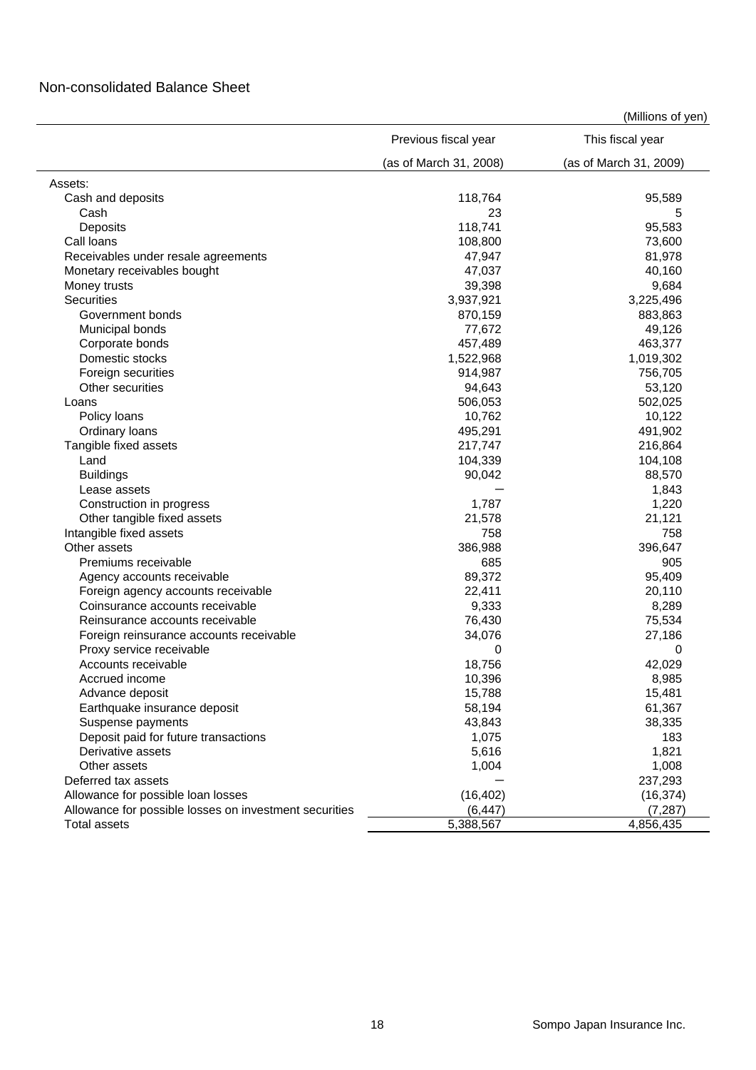## Non-consolidated Balance Sheet

(Millions of yen)

| | Previous fiscal year (as of March 31, 2008) | This fiscal year (as of March 31, 2009) |
|---|---|---|
| Assets: | | |
| Cash and deposits | 118,764 | 95,589 |
| Cash | 23 | 5 |
| Deposits | 118,741 | 95,583 |
| Call loans | 108,800 | 73,600 |
| Receivables under resale agreements | 47,947 | 81,978 |
| Monetary receivables bought | 47,037 | 40,160 |
| Money trusts | 39,398 | 9,684 |
| Securities | 3,937,921 | 3,225,496 |
| Government bonds | 870,159 | 883,863 |
| Municipal bonds | 77,672 | 49,126 |
| Corporate bonds | 457,489 | 463,377 |
| Domestic stocks | 1,522,968 | 1,019,302 |
| Foreign securities | 914,987 | 756,705 |
| Other securities | 94,643 | 53,120 |
| Loans | 506,053 | 502,025 |
| Policy loans | 10,762 | 10,122 |
| Ordinary loans | 495,291 | 491,902 |
| Tangible fixed assets | 217,747 | 216,864 |
| Land | 104,339 | 104,108 |
| Buildings | 90,042 | 88,570 |
| Lease assets | — | 1,843 |
| Construction in progress | 1,787 | 1,220 |
| Other tangible fixed assets | 21,578 | 21,121 |
| Intangible fixed assets | 758 | 758 |
| Other assets | 386,988 | 396,647 |
| Premiums receivable | 685 | 905 |
| Agency accounts receivable | 89,372 | 95,409 |
| Foreign agency accounts receivable | 22,411 | 20,110 |
| Coinsurance accounts receivable | 9,333 | 8,289 |
| Reinsurance accounts receivable | 76,430 | 75,534 |
| Foreign reinsurance accounts receivable | 34,076 | 27,186 |
| Proxy service receivable | 0 | 0 |
| Accounts receivable | 18,756 | 42,029 |
| Accrued income | 10,396 | 8,985 |
| Advance deposit | 15,788 | 15,481 |
| Earthquake insurance deposit | 58,194 | 61,367 |
| Suspense payments | 43,843 | 38,335 |
| Deposit paid for future transactions | 1,075 | 183 |
| Derivative assets | 5,616 | 1,821 |
| Other assets | 1,004 | 1,008 |
| Deferred tax assets | — | 237,293 |
| Allowance for possible loan losses | (16,402) | (16,374) |
| Allowance for possible losses on investment securities | (6,447) | (7,287) |
| Total assets | 5,388,567 | 4,856,435 |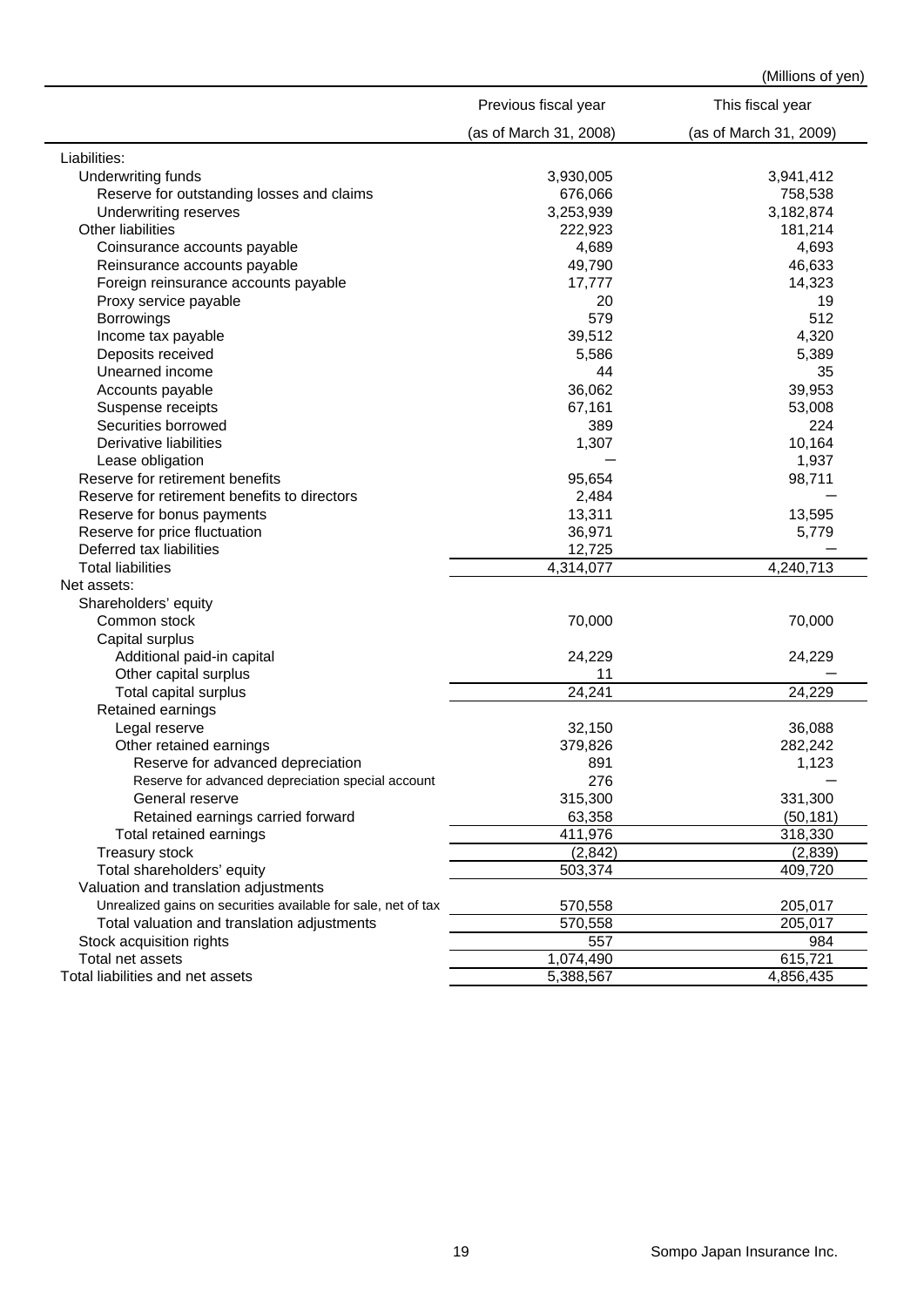(Millions of yen)

| | Previous fiscal year (as of March 31, 2008) | This fiscal year (as of March 31, 2009) |
|---|---|---|
| Liabilities: | | |
| Underwriting funds | 3,930,005 | 3,941,412 |
| Reserve for outstanding losses and claims | 676,066 | 758,538 |
| Underwriting reserves | 3,253,939 | 3,182,874 |
| Other liabilities | 222,923 | 181,214 |
| Coinsurance accounts payable | 4,689 | 4,693 |
| Reinsurance accounts payable | 49,790 | 46,633 |
| Foreign reinsurance accounts payable | 17,777 | 14,323 |
| Proxy service payable | 20 | 19 |
| Borrowings | 579 | 512 |
| Income tax payable | 39,512 | 4,320 |
| Deposits received | 5,586 | 5,389 |
| Unearned income | 44 | 35 |
| Accounts payable | 36,062 | 39,953 |
| Suspense receipts | 67,161 | 53,008 |
| Securities borrowed | 389 | 224 |
| Derivative liabilities | 1,307 | 10,164 |
| Lease obligation | ― | 1,937 |
| Reserve for retirement benefits | 95,654 | 98,711 |
| Reserve for retirement benefits to directors | 2,484 | ― |
| Reserve for bonus payments | 13,311 | 13,595 |
| Reserve for price fluctuation | 36,971 | 5,779 |
| Deferred tax liabilities | 12,725 | ― |
| Total liabilities | 4,314,077 | 4,240,713 |
| Net assets: | | |
| Shareholders' equity | | |
| Common stock | 70,000 | 70,000 |
| Capital surplus | | |
| Additional paid-in capital | 24,229 | 24,229 |
| Other capital surplus | 11 | ― |
| Total capital surplus | 24,241 | 24,229 |
| Retained earnings | | |
| Legal reserve | 32,150 | 36,088 |
| Other retained earnings | 379,826 | 282,242 |
| Reserve for advanced depreciation | 891 | 1,123 |
| Reserve for advanced depreciation special account | 276 | ― |
| General reserve | 315,300 | 331,300 |
| Retained earnings carried forward | 63,358 | (50,181) |
| Total retained earnings | 411,976 | 318,330 |
| Treasury stock | (2,842) | (2,839) |
| Total shareholders' equity | 503,374 | 409,720 |
| Valuation and translation adjustments | | |
| Unrealized gains on securities available for sale, net of tax | 570,558 | 205,017 |
| Total valuation and translation adjustments | 570,558 | 205,017 |
| Stock acquisition rights | 557 | 984 |
| Total net assets | 1,074,490 | 615,721 |
| Total liabilities and net assets | 5,388,567 | 4,856,435 |

Sompo Japan Insurance Inc.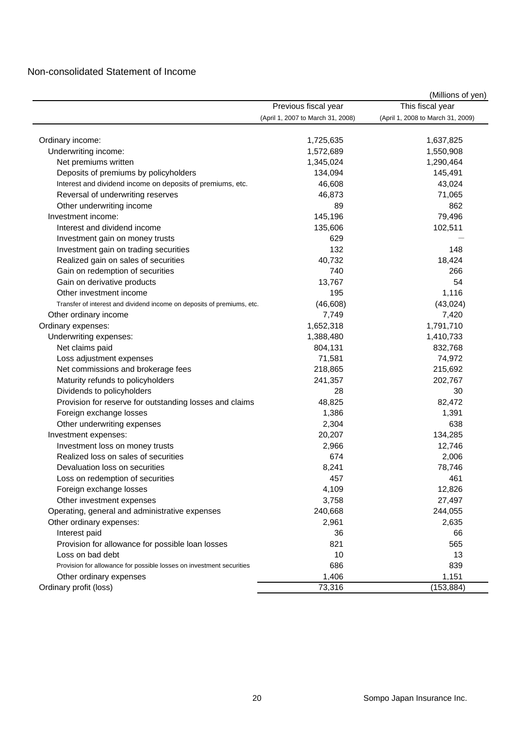## Non-consolidated Statement of Income

(Millions of yen)

| | Previous fiscal year (April 1, 2007 to March 31, 2008) | This fiscal year (April 1, 2008 to March 31, 2009) |
|---|---|---|
| Ordinary income: | 1,725,635 | 1,637,825 |
| Underwriting income: | 1,572,689 | 1,550,908 |
| Net premiums written | 1,345,024 | 1,290,464 |
| Deposits of premiums by policyholders | 134,094 | 145,491 |
| Interest and dividend income on deposits of premiums, etc. | 46,608 | 43,024 |
| Reversal of underwriting reserves | 46,873 | 71,065 |
| Other underwriting income | 89 | 862 |
| Investment income: | 145,196 | 79,496 |
| Interest and dividend income | 135,606 | 102,511 |
| Investment gain on money trusts | 629 | ― |
| Investment gain on trading securities | 132 | 148 |
| Realized gain on sales of securities | 40,732 | 18,424 |
| Gain on redemption of securities | 740 | 266 |
| Gain on derivative products | 13,767 | 54 |
| Other investment income | 195 | 1,116 |
| Transfer of interest and dividend income on deposits of premiums, etc. | (46,608) | (43,024) |
| Other ordinary income | 7,749 | 7,420 |
| Ordinary expenses: | 1,652,318 | 1,791,710 |
| Underwriting expenses: | 1,388,480 | 1,410,733 |
| Net claims paid | 804,131 | 832,768 |
| Loss adjustment expenses | 71,581 | 74,972 |
| Net commissions and brokerage fees | 218,865 | 215,692 |
| Maturity refunds to policyholders | 241,357 | 202,767 |
| Dividends to policyholders | 28 | 30 |
| Provision for reserve for outstanding losses and claims | 48,825 | 82,472 |
| Foreign exchange losses | 1,386 | 1,391 |
| Other underwriting expenses | 2,304 | 638 |
| Investment expenses: | 20,207 | 134,285 |
| Investment loss on money trusts | 2,966 | 12,746 |
| Realized loss on sales of securities | 674 | 2,006 |
| Devaluation loss on securities | 8,241 | 78,746 |
| Loss on redemption of securities | 457 | 461 |
| Foreign exchange losses | 4,109 | 12,826 |
| Other investment expenses | 3,758 | 27,497 |
| Operating, general and administrative expenses | 240,668 | 244,055 |
| Other ordinary expenses: | 2,961 | 2,635 |
| Interest paid | 36 | 66 |
| Provision for allowance for possible loan losses | 821 | 565 |
| Loss on bad debt | 10 | 13 |
| Provision for allowance for possible losses on investment securities | 686 | 839 |
| Other ordinary expenses | 1,406 | 1,151 |
| Ordinary profit (loss) | 73,316 | (153,884) |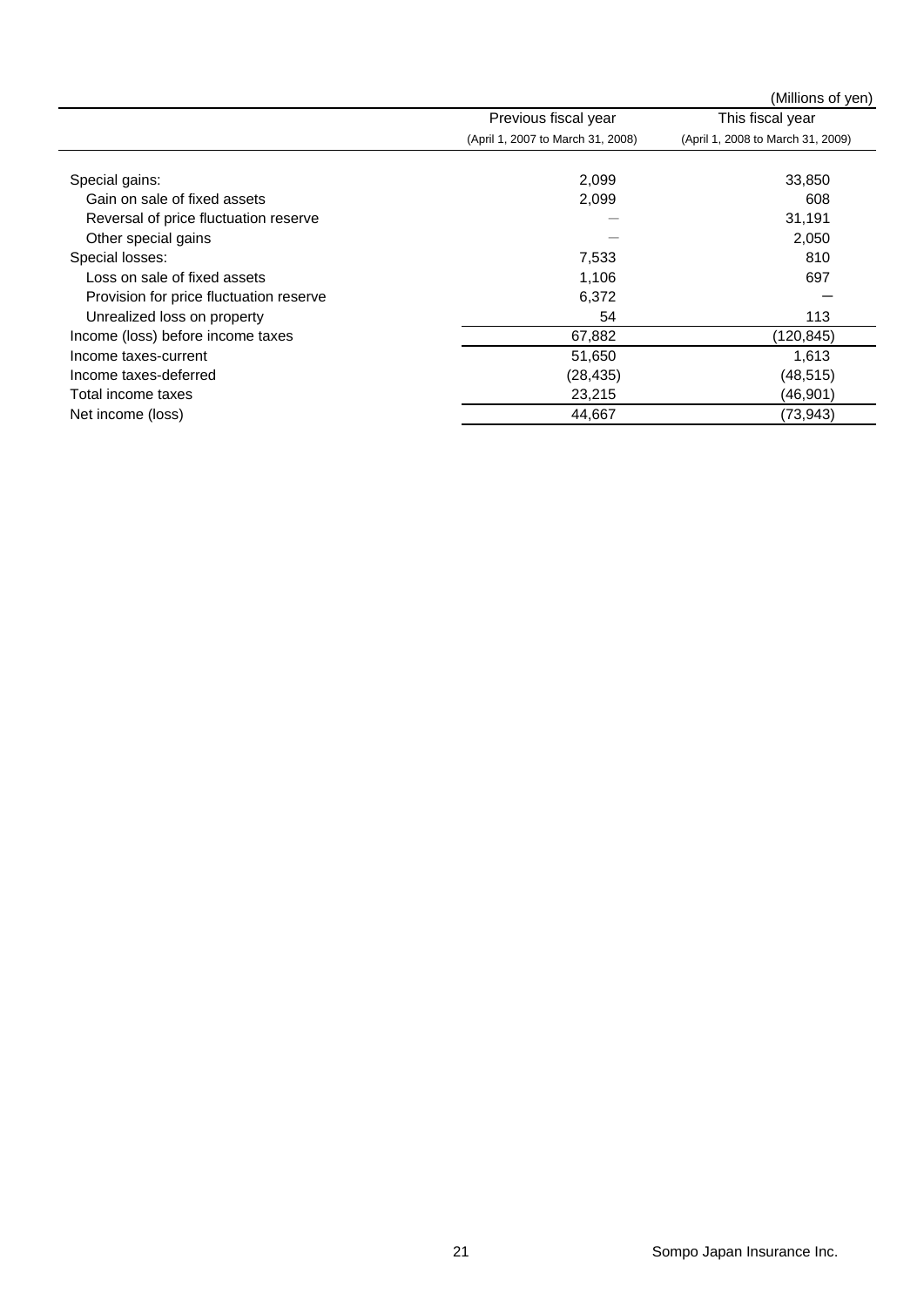(Millions of yen)

| | Previous fiscal year (April 1, 2007 to March 31, 2008) | This fiscal year (April 1, 2008 to March 31, 2009) |
|---|---|---|
| Special gains: | 2,099 | 33,850 |
| Gain on sale of fixed assets | 2,099 | 608 |
| Reversal of price fluctuation reserve | ― | 31,191 |
| Other special gains | ― | 2,050 |
| Special losses: | 7,533 | 810 |
| Loss on sale of fixed assets | 1,106 | 697 |
| Provision for price fluctuation reserve | 6,372 | ― |
| Unrealized loss on property | 54 | 113 |
| Income (loss) before income taxes | 67,882 | (120,845) |
| Income taxes-current | 51,650 | 1,613 |
| Income taxes-deferred | (28,435) | (48,515) |
| Total income taxes | 23,215 | (46,901) |
| Net income (loss) | 44,667 | (73,943) |

Sompo Japan Insurance Inc.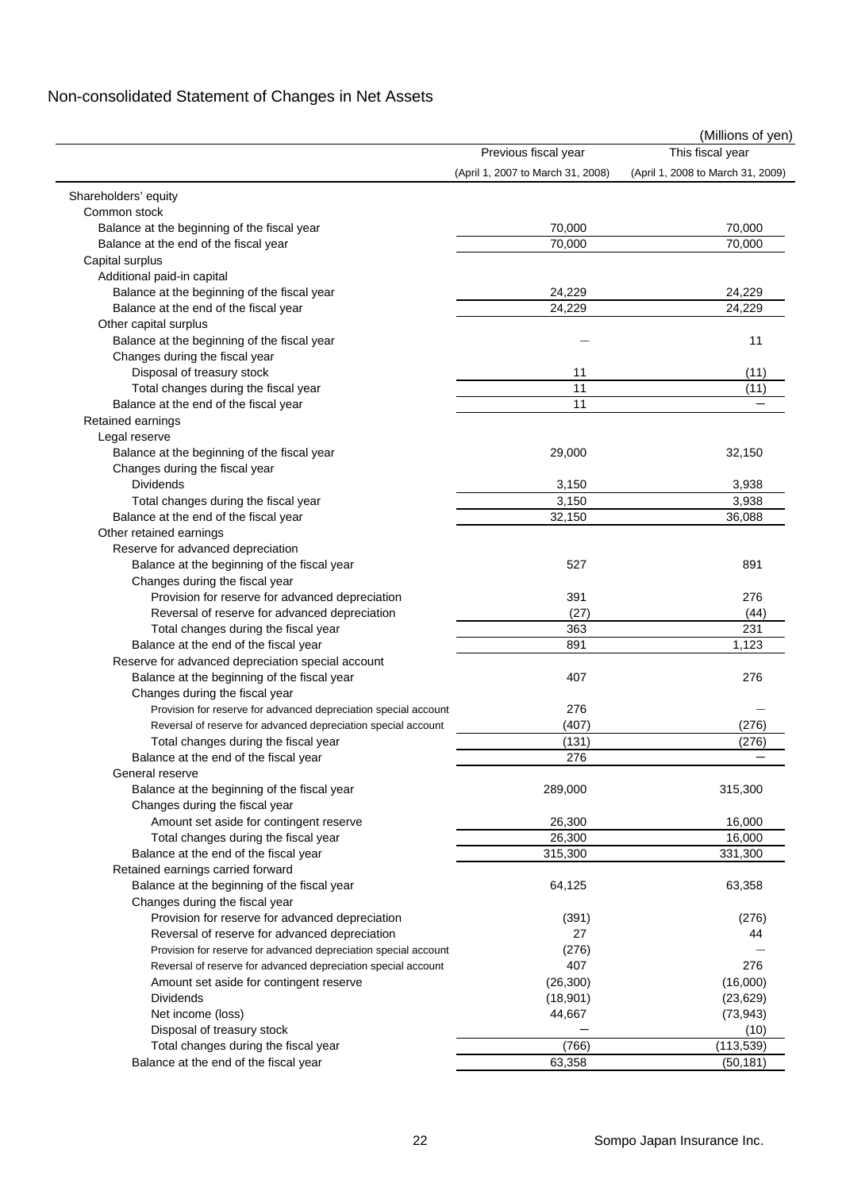# Non-consolidated Statement of Changes in Net Assets

(Millions of yen)

| | Previous fiscal year (April 1, 2007 to March 31, 2008) | This fiscal year (April 1, 2008 to March 31, 2009) |
|---|---|---|
| Shareholders' equity | | |
| Common stock | | |
| Balance at the beginning of the fiscal year | 70,000 | 70,000 |
| Balance at the end of the fiscal year | 70,000 | 70,000 |
| Capital surplus | | |
| Additional paid-in capital | | |
| Balance at the beginning of the fiscal year | 24,229 | 24,229 |
| Balance at the end of the fiscal year | 24,229 | 24,229 |
| Other capital surplus | | |
| Balance at the beginning of the fiscal year | — | 11 |
| Changes during the fiscal year | | |
| Disposal of treasury stock | 11 | (11) |
| Total changes during the fiscal year | 11 | (11) |
| Balance at the end of the fiscal year | 11 | — |
| Retained earnings | | |
| Legal reserve | | |
| Balance at the beginning of the fiscal year | 29,000 | 32,150 |
| Changes during the fiscal year | | |
| Dividends | 3,150 | 3,938 |
| Total changes during the fiscal year | 3,150 | 3,938 |
| Balance at the end of the fiscal year | 32,150 | 36,088 |
| Other retained earnings | | |
| Reserve for advanced depreciation | | |
| Balance at the beginning of the fiscal year | 527 | 891 |
| Changes during the fiscal year | | |
| Provision for reserve for advanced depreciation | 391 | 276 |
| Reversal of reserve for advanced depreciation | (27) | (44) |
| Total changes during the fiscal year | 363 | 231 |
| Balance at the end of the fiscal year | 891 | 1,123 |
| Reserve for advanced depreciation special account | | |
| Balance at the beginning of the fiscal year | 407 | 276 |
| Changes during the fiscal year | | |
| Provision for reserve for advanced depreciation special account | 276 | — |
| Reversal of reserve for advanced depreciation special account | (407) | (276) |
| Total changes during the fiscal year | (131) | (276) |
| Balance at the end of the fiscal year | 276 | — |
| General reserve | | |
| Balance at the beginning of the fiscal year | 289,000 | 315,300 |
| Changes during the fiscal year | | |
| Amount set aside for contingent reserve | 26,300 | 16,000 |
| Total changes during the fiscal year | 26,300 | 16,000 |
| Balance at the end of the fiscal year | 315,300 | 331,300 |
| Retained earnings carried forward | | |
| Balance at the beginning of the fiscal year | 64,125 | 63,358 |
| Changes during the fiscal year | | |
| Provision for reserve for advanced depreciation | (391) | (276) |
| Reversal of reserve for advanced depreciation | 27 | 44 |
| Provision for reserve for advanced depreciation special account | (276) | — |
| Reversal of reserve for advanced depreciation special account | 407 | 276 |
| Amount set aside for contingent reserve | (26,300) | (16,000) |
| Dividends | (18,901) | (23,629) |
| Net income (loss) | 44,667 | (73,943) |
| Disposal of treasury stock | — | (10) |
| Total changes during the fiscal year | (766) | (113,539) |
| Balance at the end of the fiscal year | 63,358 | (50,181) |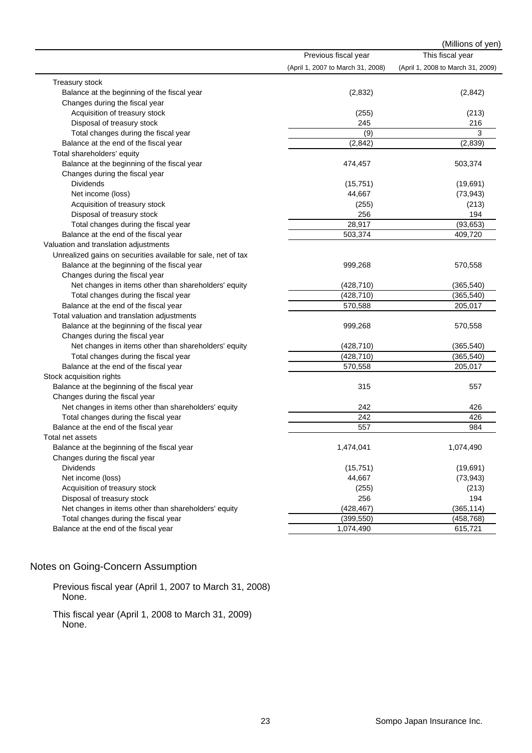(Millions of yen)

| | Previous fiscal year (April 1, 2007 to March 31, 2008) | This fiscal year (April 1, 2008 to March 31, 2009) |
|---|---|---|
| Treasury stock | | |
| Balance at the beginning of the fiscal year | (2,832) | (2,842) |
| Changes during the fiscal year | | |
| Acquisition of treasury stock | (255) | (213) |
| Disposal of treasury stock | 245 | 216 |
| Total changes during the fiscal year | (9) | 3 |
| Balance at the end of the fiscal year | (2,842) | (2,839) |
| Total shareholders' equity | | |
| Balance at the beginning of the fiscal year | 474,457 | 503,374 |
| Changes during the fiscal year | | |
| Dividends | (15,751) | (19,691) |
| Net income (loss) | 44,667 | (73,943) |
| Acquisition of treasury stock | (255) | (213) |
| Disposal of treasury stock | 256 | 194 |
| Total changes during the fiscal year | 28,917 | (93,653) |
| Balance at the end of the fiscal year | 503,374 | 409,720 |
| Valuation and translation adjustments | | |
| Unrealized gains on securities available for sale, net of tax | | |
| Balance at the beginning of the fiscal year | 999,268 | 570,558 |
| Changes during the fiscal year | | |
| Net changes in items other than shareholders' equity | (428,710) | (365,540) |
| Total changes during the fiscal year | (428,710) | (365,540) |
| Balance at the end of the fiscal year | 570,588 | 205,017 |
| Total valuation and translation adjustments | | |
| Balance at the beginning of the fiscal year | 999,268 | 570,558 |
| Changes during the fiscal year | | |
| Net changes in items other than shareholders' equity | (428,710) | (365,540) |
| Total changes during the fiscal year | (428,710) | (365,540) |
| Balance at the end of the fiscal year | 570,558 | 205,017 |
| Stock acquisition rights | | |
| Balance at the beginning of the fiscal year | 315 | 557 |
| Changes during the fiscal year | | |
| Net changes in items other than shareholders' equity | 242 | 426 |
| Total changes during the fiscal year | 242 | 426 |
| Balance at the end of the fiscal year | 557 | 984 |
| Total net assets | | |
| Balance at the beginning of the fiscal year | 1,474,041 | 1,074,490 |
| Changes during the fiscal year | | |
| Dividends | (15,751) | (19,691) |
| Net income (loss) | 44,667 | (73,943) |
| Acquisition of treasury stock | (255) | (213) |
| Disposal of treasury stock | 256 | 194 |
| Net changes in items other than shareholders' equity | (428,467) | (365,114) |
| Total changes during the fiscal year | (399,550) | (458,768) |
| Balance at the end of the fiscal year | 1,074,490 | 615,721 |

## Notes on Going-Concern Assumption

Previous fiscal year (April 1, 2007 to March 31, 2008)
None.

This fiscal year (April 1, 2008 to March 31, 2009)
None.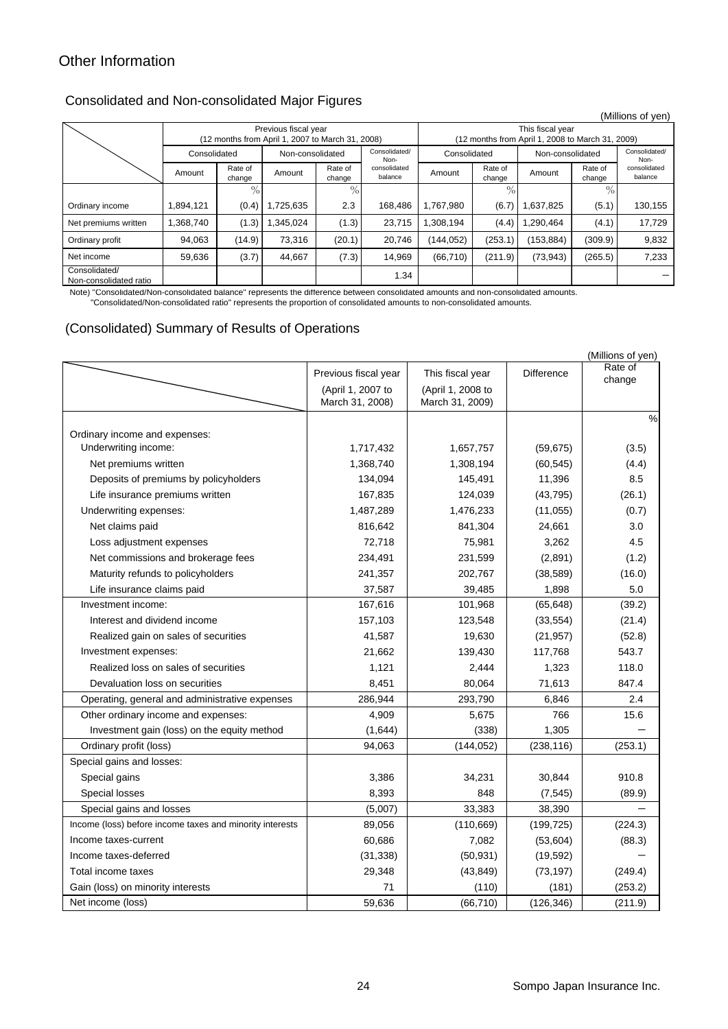# Other Information

## Consolidated and Non-consolidated Major Figures

(Millions of yen)

| | Previous fiscal year (12 months from April 1, 2007 to March 31, 2008) | | | | | This fiscal year (12 months from April 1, 2008 to March 31, 2009) | | | | |
|---|---|---|---|---|---|---|---|---|---|---|
| | Consolidated | | Non-consolidated | | Consolidated/ Non-consolidated balance | Consolidated | | Non-consolidated | | Consolidated/ Non-consolidated balance |
| | Amount | Rate of change | Amount | Rate of change | | Amount | Rate of change | Amount | Rate of change | |
| | | % | | % | | | % | | % | |
| Ordinary income | 1,894,121 | (0.4) | 1,725,635 | 2.3 | 168,486 | 1,767,980 | (6.7) | 1,637,825 | (5.1) | 130,155 |
| Net premiums written | 1,368,740 | (1.3) | 1,345,024 | (1.3) | 23,715 | 1,308,194 | (4.4) | 1,290,464 | (4.1) | 17,729 |
| Ordinary profit | 94,063 | (14.9) | 73,316 | (20.1) | 20,746 | (144,052) | (253.1) | (153,884) | (309.9) | 9,832 |
| Net income | 59,636 | (3.7) | 44,667 | (7.3) | 14,969 | (66,710) | (211.9) | (73,943) | (265.5) | 7,233 |
| Consolidated/ Non-consolidated ratio | | | | | 1.34 | | | | | － |

Note) "Consolidated/Non-consolidated balance" represents the difference between consolidated amounts and non-consolidated amounts.
"Consolidated/Non-consolidated ratio" represents the proportion of consolidated amounts to non-consolidated amounts.

## (Consolidated) Summary of Results of Operations

(Millions of yen)

| | Previous fiscal year (April 1, 2007 to March 31, 2008) | This fiscal year (April 1, 2008 to March 31, 2009) | Difference | Rate of change |
|---|---|---|---|---|
| | | | | % |
| Ordinary income and expenses: | | | | |
| Underwriting income: | 1,717,432 | 1,657,757 | (59,675) | (3.5) |
| Net premiums written | 1,368,740 | 1,308,194 | (60,545) | (4.4) |
| Deposits of premiums by policyholders | 134,094 | 145,491 | 11,396 | 8.5 |
| Life insurance premiums written | 167,835 | 124,039 | (43,795) | (26.1) |
| Underwriting expenses: | 1,487,289 | 1,476,233 | (11,055) | (0.7) |
| Net claims paid | 816,642 | 841,304 | 24,661 | 3.0 |
| Loss adjustment expenses | 72,718 | 75,981 | 3,262 | 4.5 |
| Net commissions and brokerage fees | 234,491 | 231,599 | (2,891) | (1.2) |
| Maturity refunds to policyholders | 241,357 | 202,767 | (38,589) | (16.0) |
| Life insurance claims paid | 37,587 | 39,485 | 1,898 | 5.0 |
| Investment income: | 167,616 | 101,968 | (65,648) | (39.2) |
| Interest and dividend income | 157,103 | 123,548 | (33,554) | (21.4) |
| Realized gain on sales of securities | 41,587 | 19,630 | (21,957) | (52.8) |
| Investment expenses: | 21,662 | 139,430 | 117,768 | 543.7 |
| Realized loss on sales of securities | 1,121 | 2,444 | 1,323 | 118.0 |
| Devaluation loss on securities | 8,451 | 80,064 | 71,613 | 847.4 |
| Operating, general and administrative expenses | 286,944 | 293,790 | 6,846 | 2.4 |
| Other ordinary income and expenses: | 4,909 | 5,675 | 766 | 15.6 |
| Investment gain (loss) on the equity method | (1,644) | (338) | 1,305 | － |
| Ordinary profit (loss) | 94,063 | (144,052) | (238,116) | (253.1) |
| Special gains and losses: | | | | |
| Special gains | 3,386 | 34,231 | 30,844 | 910.8 |
| Special losses | 8,393 | 848 | (7,545) | (89.9) |
| Special gains and losses | (5,007) | 33,383 | 38,390 | － |
| Income (loss) before income taxes and minority interests | 89,056 | (110,669) | (199,725) | (224.3) |
| Income taxes-current | 60,686 | 7,082 | (53,604) | (88.3) |
| Income taxes-deferred | (31,338) | (50,931) | (19,592) | － |
| Total income taxes | 29,348 | (43,849) | (73,197) | (249.4) |
| Gain (loss) on minority interests | 71 | (110) | (181) | (253.2) |
| Net income (loss) | 59,636 | (66,710) | (126,346) | (211.9) |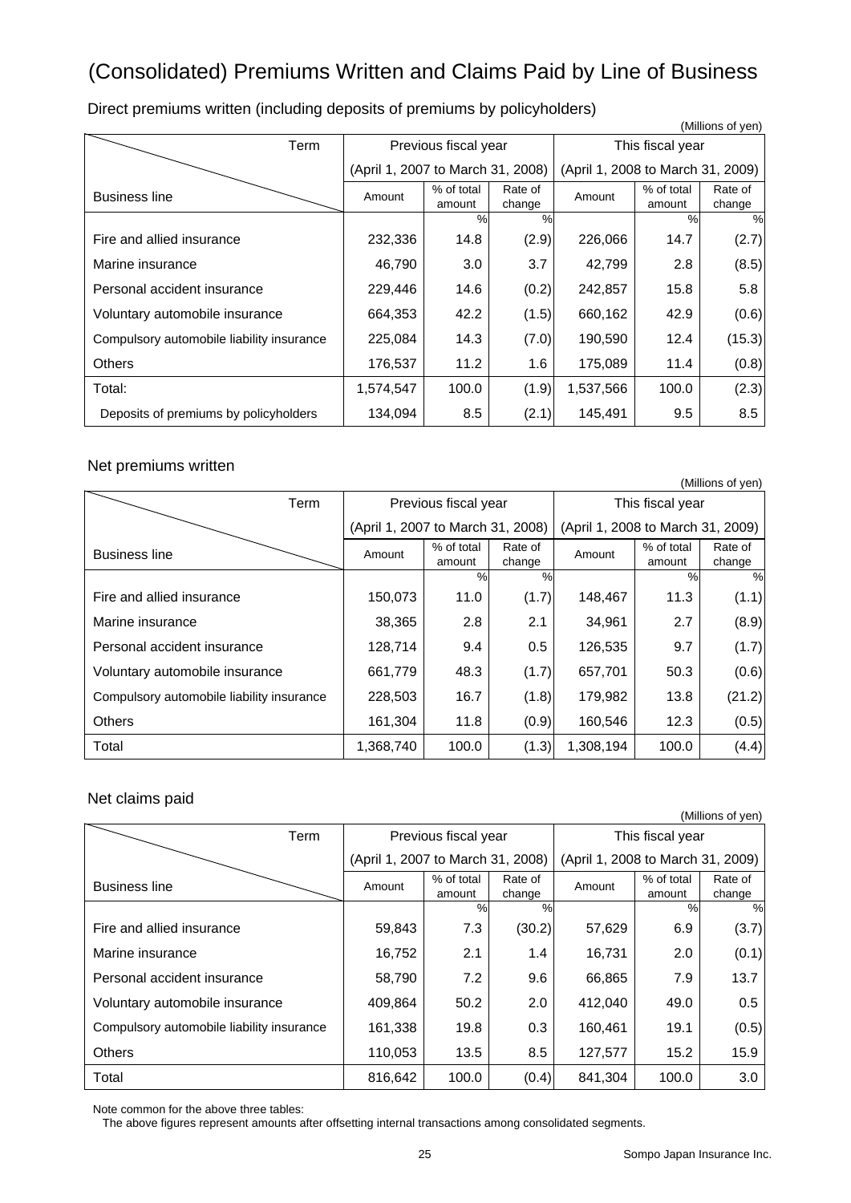# (Consolidated) Premiums Written and Claims Paid by Line of Business

## Direct premiums written (including deposits of premiums by policyholders)

(Millions of yen)

| Term / Business line | Previous fiscal year (April 1, 2007 to March 31, 2008) | | | This fiscal year (April 1, 2008 to March 31, 2009) | | |
|---|---|---|---|---|---|---|
| | Amount | % of total amount | Rate of change | Amount | % of total amount | Rate of change |
| | | % | % | | % | % |
| Fire and allied insurance | 232,336 | 14.8 | (2.9) | 226,066 | 14.7 | (2.7) |
| Marine insurance | 46,790 | 3.0 | 3.7 | 42,799 | 2.8 | (8.5) |
| Personal accident insurance | 229,446 | 14.6 | (0.2) | 242,857 | 15.8 | 5.8 |
| Voluntary automobile insurance | 664,353 | 42.2 | (1.5) | 660,162 | 42.9 | (0.6) |
| Compulsory automobile liability insurance | 225,084 | 14.3 | (7.0) | 190,590 | 12.4 | (15.3) |
| Others | 176,537 | 11.2 | 1.6 | 175,089 | 11.4 | (0.8) |
| Total: | 1,574,547 | 100.0 | (1.9) | 1,537,566 | 100.0 | (2.3) |
| Deposits of premiums by policyholders | 134,094 | 8.5 | (2.1) | 145,491 | 9.5 | 8.5 |

## Net premiums written

(Millions of yen)

| Term / Business line | Previous fiscal year (April 1, 2007 to March 31, 2008) | | | This fiscal year (April 1, 2008 to March 31, 2009) | | |
|---|---|---|---|---|---|---|
| | Amount | % of total amount | Rate of change | Amount | % of total amount | Rate of change |
| | | % | % | | % | % |
| Fire and allied insurance | 150,073 | 11.0 | (1.7) | 148,467 | 11.3 | (1.1) |
| Marine insurance | 38,365 | 2.8 | 2.1 | 34,961 | 2.7 | (8.9) |
| Personal accident insurance | 128,714 | 9.4 | 0.5 | 126,535 | 9.7 | (1.7) |
| Voluntary automobile insurance | 661,779 | 48.3 | (1.7) | 657,701 | 50.3 | (0.6) |
| Compulsory automobile liability insurance | 228,503 | 16.7 | (1.8) | 179,982 | 13.8 | (21.2) |
| Others | 161,304 | 11.8 | (0.9) | 160,546 | 12.3 | (0.5) |
| Total | 1,368,740 | 100.0 | (1.3) | 1,308,194 | 100.0 | (4.4) |

## Net claims paid

(Millions of yen)

| Term / Business line | Previous fiscal year (April 1, 2007 to March 31, 2008) | | | This fiscal year (April 1, 2008 to March 31, 2009) | | |
|---|---|---|---|---|---|---|
| | Amount | % of total amount | Rate of change | Amount | % of total amount | Rate of change |
| | | % | % | | % | % |
| Fire and allied insurance | 59,843 | 7.3 | (30.2) | 57,629 | 6.9 | (3.7) |
| Marine insurance | 16,752 | 2.1 | 1.4 | 16,731 | 2.0 | (0.1) |
| Personal accident insurance | 58,790 | 7.2 | 9.6 | 66,865 | 7.9 | 13.7 |
| Voluntary automobile insurance | 409,864 | 50.2 | 2.0 | 412,040 | 49.0 | 0.5 |
| Compulsory automobile liability insurance | 161,338 | 19.8 | 0.3 | 160,461 | 19.1 | (0.5) |
| Others | 110,053 | 13.5 | 8.5 | 127,577 | 15.2 | 15.9 |
| Total | 816,642 | 100.0 | (0.4) | 841,304 | 100.0 | 3.0 |

Note common for the above three tables:
The above figures represent amounts after offsetting internal transactions among consolidated segments.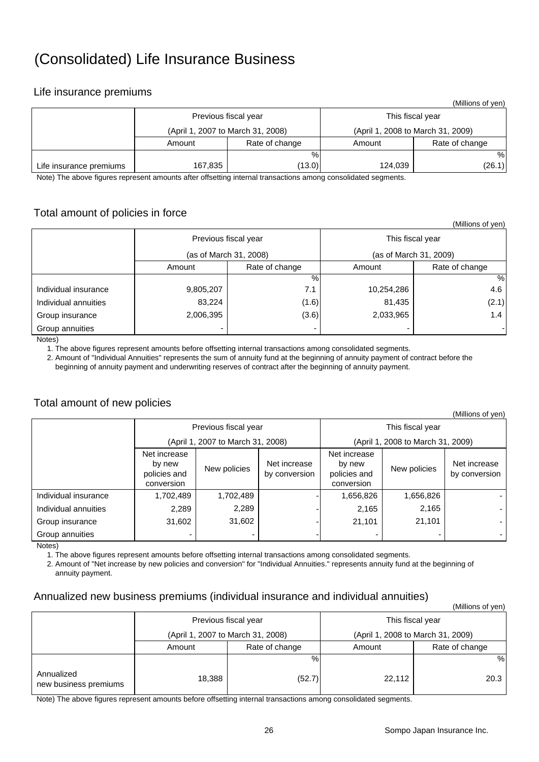# (Consolidated) Life Insurance Business

## Life insurance premiums

(Millions of yen)

| | Previous fiscal year (April 1, 2007 to March 31, 2008) | | This fiscal year (April 1, 2008 to March 31, 2009) | |
|---|---|---|---|---|
| | Amount | Rate of change | Amount | Rate of change |
| | | % | | % |
| Life insurance premiums | 167,835 | (13.0) | 124,039 | (26.1) |

Note) The above figures represent amounts after offsetting internal transactions among consolidated segments.

## Total amount of policies in force

(Millions of yen)

| | Previous fiscal year (as of March 31, 2008) | | This fiscal year (as of March 31, 2009) | |
|---|---|---|---|---|
| | Amount | Rate of change | Amount | Rate of change |
| | | % | | % |
| Individual insurance | 9,805,207 | 7.1 | 10,254,286 | 4.6 |
| Individual annuities | 83,224 | (1.6) | 81,435 | (2.1) |
| Group insurance | 2,006,395 | (3.6) | 2,033,965 | 1.4 |
| Group annuities | - | - | - | - |

Notes)

1. The above figures represent amounts before offsetting internal transactions among consolidated segments.
2. Amount of "Individual Annuities" represents the sum of annuity fund at the beginning of annuity payment of contract before the beginning of annuity payment and underwriting reserves of contract after the beginning of annuity payment.

## Total amount of new policies

(Millions of yen)

| | Previous fiscal year (April 1, 2007 to March 31, 2008) | | | This fiscal year (April 1, 2008 to March 31, 2009) | | |
|---|---|---|---|---|---|---|
| | Net increase by new policies and conversion | New policies | Net increase by conversion | Net increase by new policies and conversion | New policies | Net increase by conversion |
| Individual insurance | 1,702,489 | 1,702,489 | - | 1,656,826 | 1,656,826 | - |
| Individual annuities | 2,289 | 2,289 | - | 2,165 | 2,165 | - |
| Group insurance | 31,602 | 31,602 | - | 21,101 | 21,101 | - |
| Group annuities | - | - | - | - | - | - |

Notes)

1. The above figures represent amounts before offsetting internal transactions among consolidated segments.
2. Amount of "Net increase by new policies and conversion" for "Individual Annuities." represents annuity fund at the beginning of annuity payment.

## Annualized new business premiums (individual insurance and individual annuities)

(Millions of yen)

| | Previous fiscal year (April 1, 2007 to March 31, 2008) | | This fiscal year (April 1, 2008 to March 31, 2009) | |
|---|---|---|---|---|
| | Amount | Rate of change | Amount | Rate of change |
| | | % | | % |
| Annualized new business premiums | 18,388 | (52.7) | 22,112 | 20.3 |

Note) The above figures represent amounts before offsetting internal transactions among consolidated segments.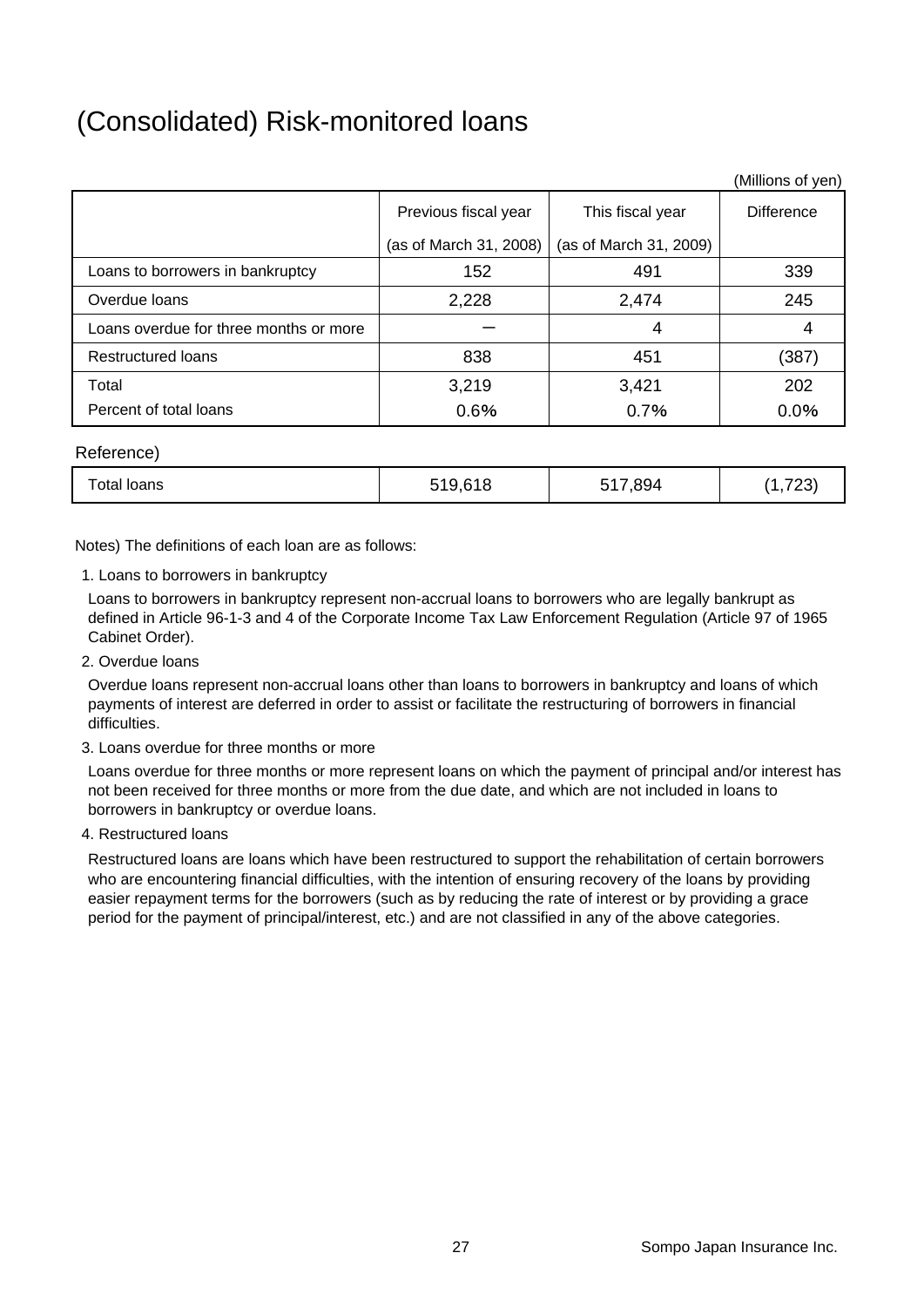# (Consolidated) Risk-monitored loans

(Millions of yen)

| | Previous fiscal year (as of March 31, 2008) | This fiscal year (as of March 31, 2009) | Difference |
|---|---|---|---|
| Loans to borrowers in bankruptcy | 152 | 491 | 339 |
| Overdue loans | 2,228 | 2,474 | 245 |
| Loans overdue for three months or more | ー | 4 | 4 |
| Restructured loans | 838 | 451 | (387) |
| Total | 3,219 | 3,421 | 202 |
| Percent of total loans | 0.6% | 0.7% | 0.0% |

Reference)

| | | | |
|---|---|---|---|
| Total loans | 519,618 | 517,894 | (1,723) |

Notes) The definitions of each loan are as follows:

1. Loans to borrowers in bankruptcy

   Loans to borrowers in bankruptcy represent non-accrual loans to borrowers who are legally bankrupt as defined in Article 96-1-3 and 4 of the Corporate Income Tax Law Enforcement Regulation (Article 97 of 1965 Cabinet Order).

2. Overdue loans

   Overdue loans represent non-accrual loans other than loans to borrowers in bankruptcy and loans of which payments of interest are deferred in order to assist or facilitate the restructuring of borrowers in financial difficulties.

3. Loans overdue for three months or more

   Loans overdue for three months or more represent loans on which the payment of principal and/or interest has not been received for three months or more from the due date, and which are not included in loans to borrowers in bankruptcy or overdue loans.

4. Restructured loans

   Restructured loans are loans which have been restructured to support the rehabilitation of certain borrowers who are encountering financial difficulties, with the intention of ensuring recovery of the loans by providing easier repayment terms for the borrowers (such as by reducing the rate of interest or by providing a grace period for the payment of principal/interest, etc.) and are not classified in any of the above categories.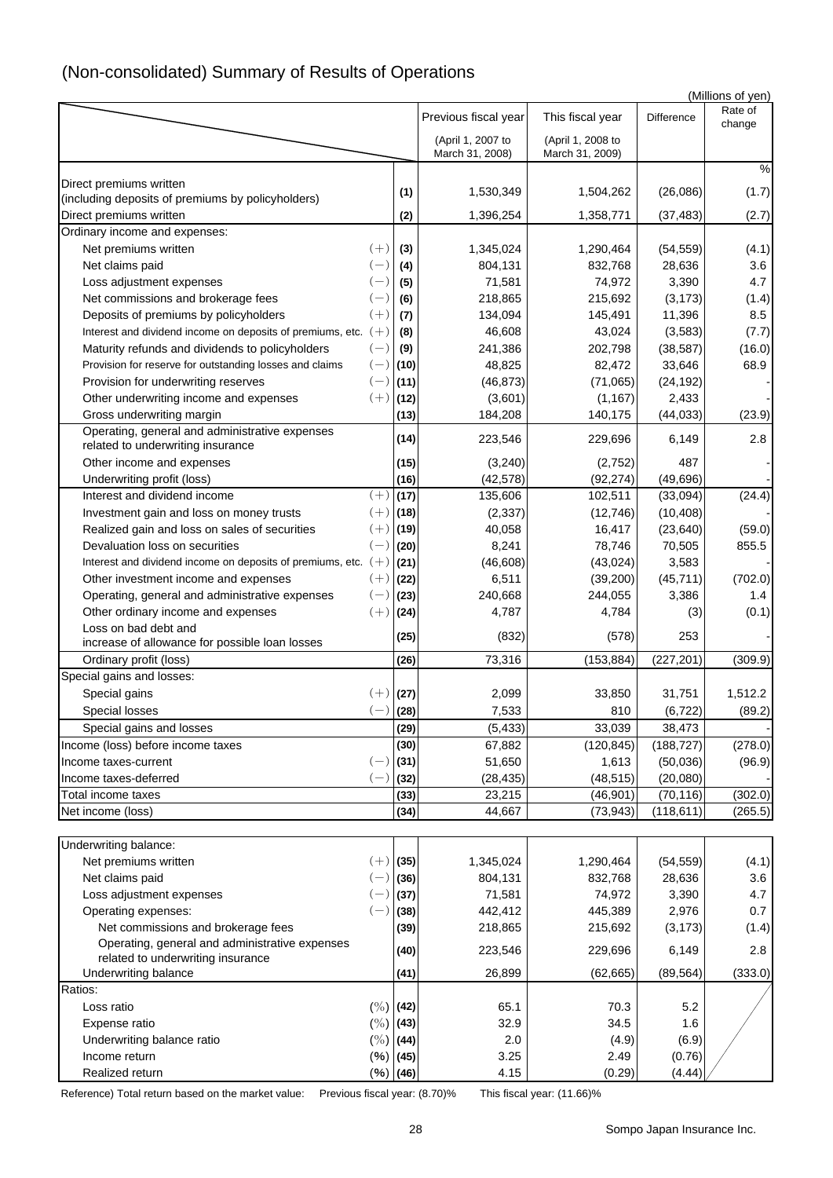# (Non-consolidated) Summary of Results of Operations

(Millions of yen)

| | | | Previous fiscal year (April 1, 2007 to March 31, 2008) | This fiscal year (April 1, 2008 to March 31, 2009) | Difference | Rate of change |
|---|---|---|---|---|---|---|
| | | | | | | % |
| Direct premiums written (including deposits of premiums by policyholders) | | (1) | 1,530,349 | 1,504,262 | (26,086) | (1.7) |
| Direct premiums written | | (2) | 1,396,254 | 1,358,771 | (37,483) | (2.7) |
| Ordinary income and expenses: | | | | | | |
| Net premiums written | (+) | (3) | 1,345,024 | 1,290,464 | (54,559) | (4.1) |
| Net claims paid | (−) | (4) | 804,131 | 832,768 | 28,636 | 3.6 |
| Loss adjustment expenses | (−) | (5) | 71,581 | 74,972 | 3,390 | 4.7 |
| Net commissions and brokerage fees | (−) | (6) | 218,865 | 215,692 | (3,173) | (1.4) |
| Deposits of premiums by policyholders | (+) | (7) | 134,094 | 145,491 | 11,396 | 8.5 |
| Interest and dividend income on deposits of premiums, etc. | (+) | (8) | 46,608 | 43,024 | (3,583) | (7.7) |
| Maturity refunds and dividends to policyholders | (−) | (9) | 241,386 | 202,798 | (38,587) | (16.0) |
| Provision for reserve for outstanding losses and claims | (−) | (10) | 48,825 | 82,472 | 33,646 | 68.9 |
| Provision for underwriting reserves | (−) | (11) | (46,873) | (71,065) | (24,192) | - |
| Other underwriting income and expenses | (+) | (12) | (3,601) | (1,167) | 2,433 | - |
| Gross underwriting margin | | (13) | 184,208 | 140,175 | (44,033) | (23.9) |
| Operating, general and administrative expenses related to underwriting insurance | | (14) | 223,546 | 229,696 | 6,149 | 2.8 |
| Other income and expenses | | (15) | (3,240) | (2,752) | 487 | - |
| Underwriting profit (loss) | | (16) | (42,578) | (92,274) | (49,696) | - |
| Interest and dividend income | (+) | (17) | 135,606 | 102,511 | (33,094) | (24.4) |
| Investment gain and loss on money trusts | (+) | (18) | (2,337) | (12,746) | (10,408) | - |
| Realized gain and loss on sales of securities | (+) | (19) | 40,058 | 16,417 | (23,640) | (59.0) |
| Devaluation loss on securities | (−) | (20) | 8,241 | 78,746 | 70,505 | 855.5 |
| Interest and dividend income on deposits of premiums, etc. | (+) | (21) | (46,608) | (43,024) | 3,583 | - |
| Other investment income and expenses | (+) | (22) | 6,511 | (39,200) | (45,711) | (702.0) |
| Operating, general and administrative expenses | (−) | (23) | 240,668 | 244,055 | 3,386 | 1.4 |
| Other ordinary income and expenses | (+) | (24) | 4,787 | 4,784 | (3) | (0.1) |
| Loss on bad debt and increase of allowance for possible loan losses | | (25) | (832) | (578) | 253 | - |
| Ordinary profit (loss) | | (26) | 73,316 | (153,884) | (227,201) | (309.9) |
| Special gains and losses: | | | | | | |
| Special gains | (+) | (27) | 2,099 | 33,850 | 31,751 | 1,512.2 |
| Special losses | (−) | (28) | 7,533 | 810 | (6,722) | (89.2) |
| Special gains and losses | | (29) | (5,433) | 33,039 | 38,473 | - |
| Income (loss) before income taxes | | (30) | 67,882 | (120,845) | (188,727) | (278.0) |
| Income taxes-current | (−) | (31) | 51,650 | 1,613 | (50,036) | (96.9) |
| Income taxes-deferred | (−) | (32) | (28,435) | (48,515) | (20,080) | - |
| Total income taxes | | (33) | 23,215 | (46,901) | (70,116) | (302.0) |
| Net income (loss) | | (34) | 44,667 | (73,943) | (118,611) | (265.5) |

| | | | Previous fiscal year | This fiscal year | Difference | Rate of change |
|---|---|---|---|---|---|---|
| Underwriting balance: | | | | | | |
| Net premiums written | (+) | (35) | 1,345,024 | 1,290,464 | (54,559) | (4.1) |
| Net claims paid | (−) | (36) | 804,131 | 832,768 | 28,636 | 3.6 |
| Loss adjustment expenses | (−) | (37) | 71,581 | 74,972 | 3,390 | 4.7 |
| Operating expenses: | (−) | (38) | 442,412 | 445,389 | 2,976 | 0.7 |
| Net commissions and brokerage fees | | (39) | 218,865 | 215,692 | (3,173) | (1.4) |
| Operating, general and administrative expenses related to underwriting insurance | | (40) | 223,546 | 229,696 | 6,149 | 2.8 |
| Underwriting balance | | (41) | 26,899 | (62,665) | (89,564) | (333.0) |
| Ratios: | | | | | | |
| Loss ratio | (%) | (42) | 65.1 | 70.3 | 5.2 | |
| Expense ratio | (%) | (43) | 32.9 | 34.5 | 1.6 | |
| Underwriting balance ratio | (%) | (44) | 2.0 | (4.9) | (6.9) | |
| Income return | (%) | (45) | 3.25 | 2.49 | (0.76) | |
| Realized return | (%) | (46) | 4.15 | (0.29) | (4.44) | |

Reference) Total return based on the market value: Previous fiscal year: (8.70)% This fiscal year: (11.66)%

Sompo Japan Insurance Inc.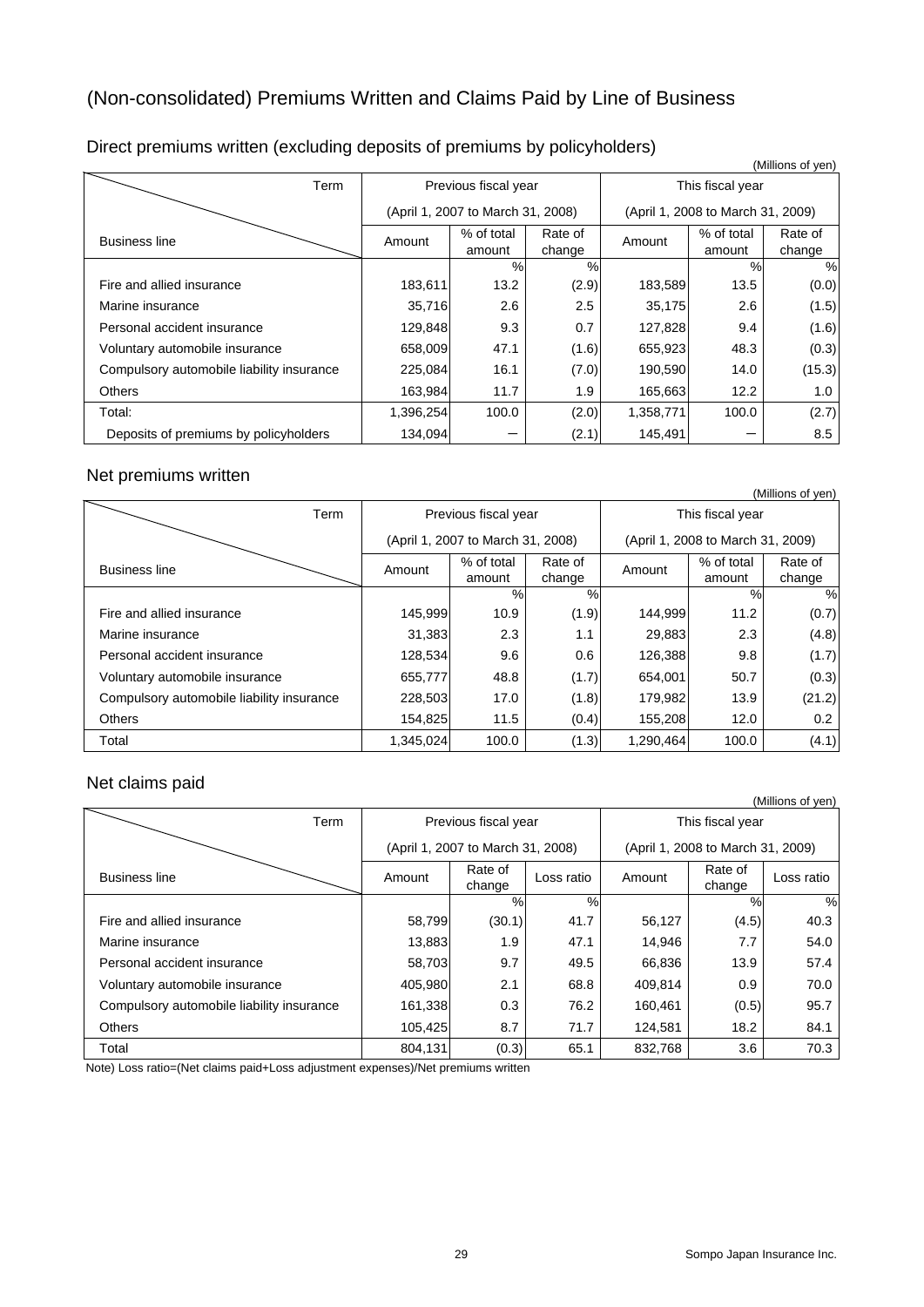# (Non-consolidated) Premiums Written and Claims Paid by Line of Business

## Direct premiums written (excluding deposits of premiums by policyholders)

(Millions of yen)

| Term | Previous fiscal year | | | This fiscal year | | |
|---|---|---|---|---|---|---|
| | (April 1, 2007 to March 31, 2008) | | | (April 1, 2008 to March 31, 2009) | | |
| Business line | Amount | % of total amount | Rate of change | Amount | % of total amount | Rate of change |
| | | % | % | | % | % |
| Fire and allied insurance | 183,611 | 13.2 | (2.9) | 183,589 | 13.5 | (0.0) |
| Marine insurance | 35,716 | 2.6 | 2.5 | 35,175 | 2.6 | (1.5) |
| Personal accident insurance | 129,848 | 9.3 | 0.7 | 127,828 | 9.4 | (1.6) |
| Voluntary automobile insurance | 658,009 | 47.1 | (1.6) | 655,923 | 48.3 | (0.3) |
| Compulsory automobile liability insurance | 225,084 | 16.1 | (7.0) | 190,590 | 14.0 | (15.3) |
| Others | 163,984 | 11.7 | 1.9 | 165,663 | 12.2 | 1.0 |
| Total: | 1,396,254 | 100.0 | (2.0) | 1,358,771 | 100.0 | (2.7) |
| Deposits of premiums by policyholders | 134,094 | ― | (2.1) | 145,491 | ― | 8.5 |

## Net premiums written

(Millions of yen)

| Term | Previous fiscal year | | | This fiscal year | | |
|---|---|---|---|---|---|---|
| | (April 1, 2007 to March 31, 2008) | | | (April 1, 2008 to March 31, 2009) | | |
| Business line | Amount | % of total amount | Rate of change | Amount | % of total amount | Rate of change |
| | | % | % | | % | % |
| Fire and allied insurance | 145,999 | 10.9 | (1.9) | 144,999 | 11.2 | (0.7) |
| Marine insurance | 31,383 | 2.3 | 1.1 | 29,883 | 2.3 | (4.8) |
| Personal accident insurance | 128,534 | 9.6 | 0.6 | 126,388 | 9.8 | (1.7) |
| Voluntary automobile insurance | 655,777 | 48.8 | (1.7) | 654,001 | 50.7 | (0.3) |
| Compulsory automobile liability insurance | 228,503 | 17.0 | (1.8) | 179,982 | 13.9 | (21.2) |
| Others | 154,825 | 11.5 | (0.4) | 155,208 | 12.0 | 0.2 |
| Total | 1,345,024 | 100.0 | (1.3) | 1,290,464 | 100.0 | (4.1) |

## Net claims paid

(Millions of yen)

| Term | Previous fiscal year | | | This fiscal year | | |
|---|---|---|---|---|---|---|
| | (April 1, 2007 to March 31, 2008) | | | (April 1, 2008 to March 31, 2009) | | |
| Business line | Amount | Rate of change | Loss ratio | Amount | Rate of change | Loss ratio |
| | | % | % | | % | % |
| Fire and allied insurance | 58,799 | (30.1) | 41.7 | 56,127 | (4.5) | 40.3 |
| Marine insurance | 13,883 | 1.9 | 47.1 | 14,946 | 7.7 | 54.0 |
| Personal accident insurance | 58,703 | 9.7 | 49.5 | 66,836 | 13.9 | 57.4 |
| Voluntary automobile insurance | 405,980 | 2.1 | 68.8 | 409,814 | 0.9 | 70.0 |
| Compulsory automobile liability insurance | 161,338 | 0.3 | 76.2 | 160,461 | (0.5) | 95.7 |
| Others | 105,425 | 8.7 | 71.7 | 124,581 | 18.2 | 84.1 |
| Total | 804,131 | (0.3) | 65.1 | 832,768 | 3.6 | 70.3 |

Note) Loss ratio=(Net claims paid+Loss adjustment expenses)/Net premiums written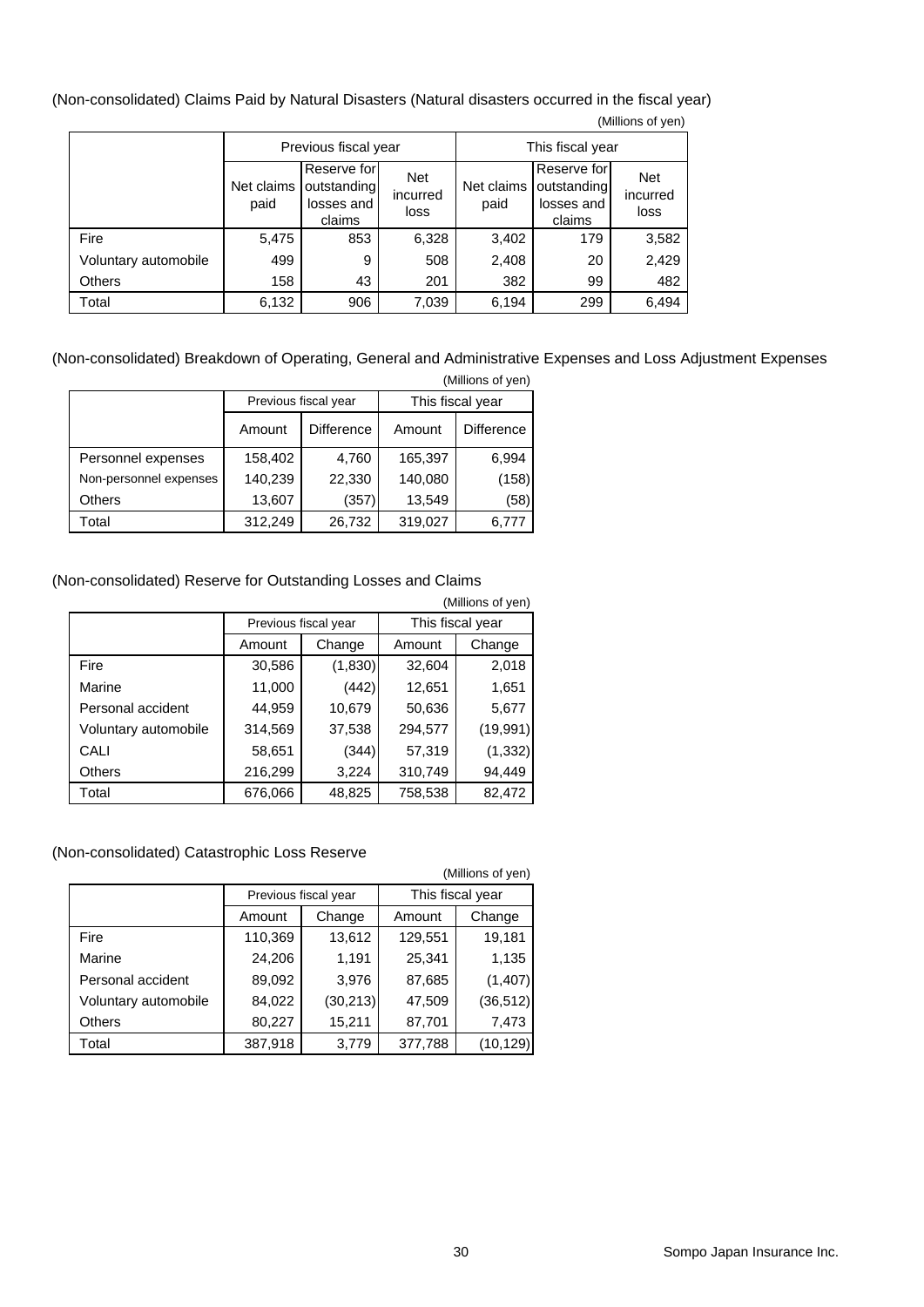(Non-consolidated) Claims Paid by Natural Disasters (Natural disasters occurred in the fiscal year)

(Millions of yen)

| | Previous fiscal year | | | This fiscal year | | |
|---|---|---|---|---|---|---|
| | Net claims paid | Reserve for outstanding losses and claims | Net incurred loss | Net claims paid | Reserve for outstanding losses and claims | Net incurred loss |
| Fire | 5,475 | 853 | 6,328 | 3,402 | 179 | 3,582 |
| Voluntary automobile | 499 | 9 | 508 | 2,408 | 20 | 2,429 |
| Others | 158 | 43 | 201 | 382 | 99 | 482 |
| Total | 6,132 | 906 | 7,039 | 6,194 | 299 | 6,494 |

(Non-consolidated) Breakdown of Operating, General and Administrative Expenses and Loss Adjustment Expenses

(Millions of yen)

| | Previous fiscal year | | This fiscal year | |
|---|---|---|---|---|
| | Amount | Difference | Amount | Difference |
| Personnel expenses | 158,402 | 4,760 | 165,397 | 6,994 |
| Non-personnel expenses | 140,239 | 22,330 | 140,080 | (158) |
| Others | 13,607 | (357) | 13,549 | (58) |
| Total | 312,249 | 26,732 | 319,027 | 6,777 |

(Non-consolidated) Reserve for Outstanding Losses and Claims

(Millions of yen)

| | Previous fiscal year | | This fiscal year | |
|---|---|---|---|---|
| | Amount | Change | Amount | Change |
| Fire | 30,586 | (1,830) | 32,604 | 2,018 |
| Marine | 11,000 | (442) | 12,651 | 1,651 |
| Personal accident | 44,959 | 10,679 | 50,636 | 5,677 |
| Voluntary automobile | 314,569 | 37,538 | 294,577 | (19,991) |
| CALI | 58,651 | (344) | 57,319 | (1,332) |
| Others | 216,299 | 3,224 | 310,749 | 94,449 |
| Total | 676,066 | 48,825 | 758,538 | 82,472 |

(Non-consolidated) Catastrophic Loss Reserve

(Millions of yen)

| | Previous fiscal year | | This fiscal year | |
|---|---|---|---|---|
| | Amount | Change | Amount | Change |
| Fire | 110,369 | 13,612 | 129,551 | 19,181 |
| Marine | 24,206 | 1,191 | 25,341 | 1,135 |
| Personal accident | 89,092 | 3,976 | 87,685 | (1,407) |
| Voluntary automobile | 84,022 | (30,213) | 47,509 | (36,512) |
| Others | 80,227 | 15,211 | 87,701 | 7,473 |
| Total | 387,918 | 3,779 | 377,788 | (10,129) |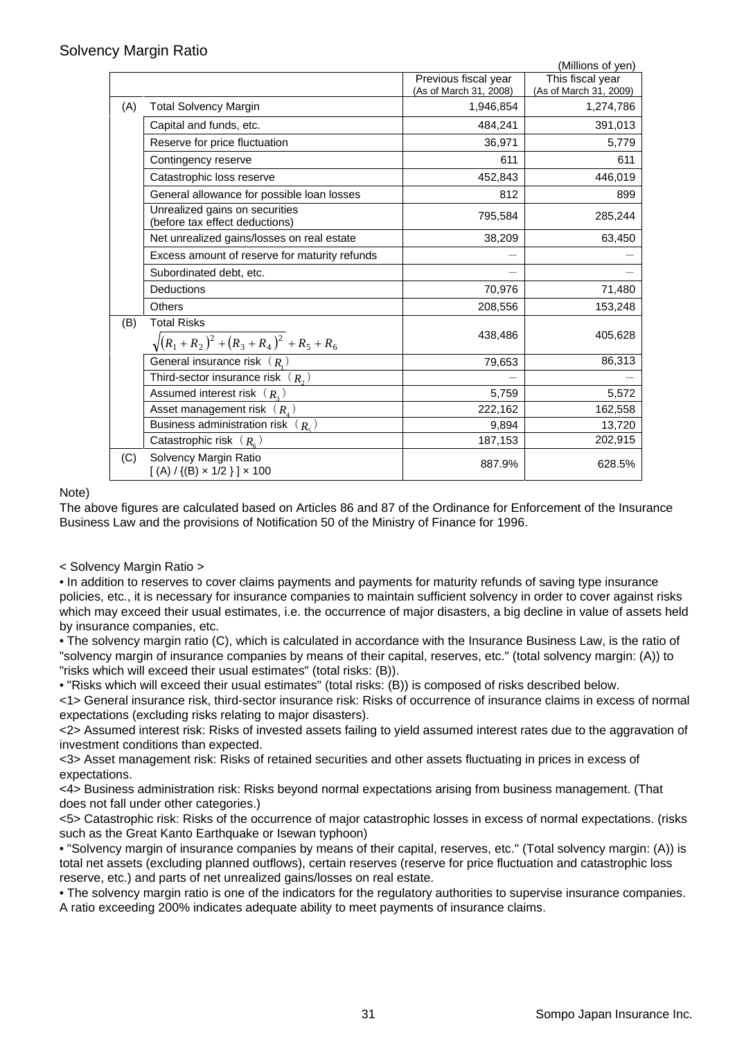## Solvency Margin Ratio

(Millions of yen)

| | | Previous fiscal year (As of March 31, 2008) | This fiscal year (As of March 31, 2009) |
|---|---|---|---|
| (A) | Total Solvency Margin | 1,946,854 | 1,274,786 |
| | Capital and funds, etc. | 484,241 | 391,013 |
| | Reserve for price fluctuation | 36,971 | 5,779 |
| | Contingency reserve | 611 | 611 |
| | Catastrophic loss reserve | 452,843 | 446,019 |
| | General allowance for possible loan losses | 812 | 899 |
| | Unrealized gains on securities (before tax effect deductions) | 795,584 | 285,244 |
| | Net unrealized gains/losses on real estate | 38,209 | 63,450 |
| | Excess amount of reserve for maturity refunds | － | － |
| | Subordinated debt, etc. | － | － |
| | Deductions | 70,976 | 71,480 |
| | Others | 208,556 | 153,248 |
| (B) | Total Risks $\sqrt{(R_1 + R_2)^2 + (R_3 + R_4)^2} + R_5 + R_6$ | 438,486 | 405,628 |
| | General insurance risk ($R_1$) | 79,653 | 86,313 |
| | Third-sector insurance risk ($R_2$) | － | － |
| | Assumed interest risk ($R_3$) | 5,759 | 5,572 |
| | Asset management risk ($R_4$) | 222,162 | 162,558 |
| | Business administration risk ($R_5$) | 9,894 | 13,720 |
| | Catastrophic risk ($R_6$) | 187,153 | 202,915 |
| (C) | Solvency Margin Ratio [ (A) / {(B) × 1/2 } ] × 100 | 887.9% | 628.5% |

Note)
The above figures are calculated based on Articles 86 and 87 of the Ordinance for Enforcement of the Insurance Business Law and the provisions of Notification 50 of the Ministry of Finance for 1996.

< Solvency Margin Ratio >

• In addition to reserves to cover claims payments and payments for maturity refunds of saving type insurance policies, etc., it is necessary for insurance companies to maintain sufficient solvency in order to cover against risks which may exceed their usual estimates, i.e. the occurrence of major disasters, a big decline in value of assets held by insurance companies, etc.

• The solvency margin ratio (C), which is calculated in accordance with the Insurance Business Law, is the ratio of "solvency margin of insurance companies by means of their capital, reserves, etc." (total solvency margin: (A)) to "risks which will exceed their usual estimates" (total risks: (B)).

• "Risks which will exceed their usual estimates" (total risks: (B)) is composed of risks described below.

<1> General insurance risk, third-sector insurance risk: Risks of occurrence of insurance claims in excess of normal expectations (excluding risks relating to major disasters).

<2> Assumed interest risk: Risks of invested assets failing to yield assumed interest rates due to the aggravation of investment conditions than expected.

<3> Asset management risk: Risks of retained securities and other assets fluctuating in prices in excess of expectations.

<4> Business administration risk: Risks beyond normal expectations arising from business management. (That does not fall under other categories.)

<5> Catastrophic risk: Risks of the occurrence of major catastrophic losses in excess of normal expectations. (risks such as the Great Kanto Earthquake or Isewan typhoon)

• "Solvency margin of insurance companies by means of their capital, reserves, etc." (Total solvency margin: (A)) is total net assets (excluding planned outflows), certain reserves (reserve for price fluctuation and catastrophic loss reserve, etc.) and parts of net unrealized gains/losses on real estate.

• The solvency margin ratio is one of the indicators for the regulatory authorities to supervise insurance companies. A ratio exceeding 200% indicates adequate ability to meet payments of insurance claims.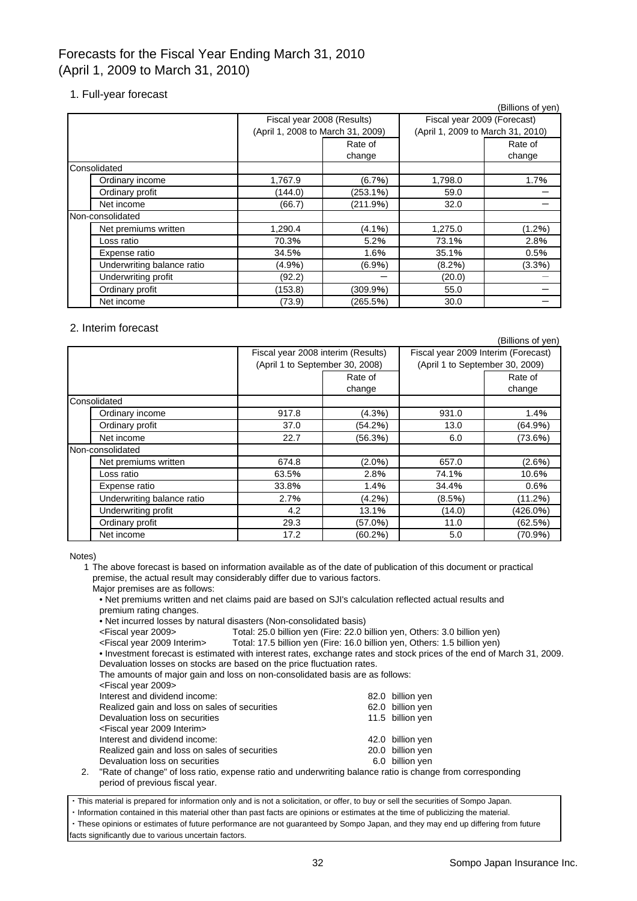# Forecasts for the Fiscal Year Ending March 31, 2010
# (April 1, 2009 to March 31, 2010)

## 1. Full-year forecast

(Billions of yen)

| | | Fiscal year 2008 (Results) (April 1, 2008 to March 31, 2009) | | Fiscal year 2009 (Forecast) (April 1, 2009 to March 31, 2010) | |
|---|---|---|---|---|---|
| | | | Rate of change | | Rate of change |
| Consolidated | | | | | |
| | Ordinary income | 1,767.9 | (6.7%) | 1,798.0 | 1.7% |
| | Ordinary profit | (144.0) | (253.1%) | 59.0 | — |
| | Net income | (66.7) | (211.9%) | 32.0 | — |
| Non-consolidated | | | | | |
| | Net premiums written | 1,290.4 | (4.1%) | 1,275.0 | (1.2%) |
| | Loss ratio | 70.3% | 5.2% | 73.1% | 2.8% |
| | Expense ratio | 34.5% | 1.6% | 35.1% | 0.5% |
| | Underwriting balance ratio | (4.9%) | (6.9%) | (8.2%) | (3.3%) |
| | Underwriting profit | (92.2) | — | (20.0) | — |
| | Ordinary profit | (153.8) | (309.9%) | 55.0 | — |
| | Net income | (73.9) | (265.5%) | 30.0 | — |

## 2. Interim forecast

(Billions of yen)

| | | Fiscal year 2008 interim (Results) (April 1 to September 30, 2008) | | Fiscal year 2009 Interim (Forecast) (April 1 to September 30, 2009) | |
|---|---|---|---|---|---|
| | | | Rate of change | | Rate of change |
| Consolidated | | | | | |
| | Ordinary income | 917.8 | (4.3%) | 931.0 | 1.4% |
| | Ordinary profit | 37.0 | (54.2%) | 13.0 | (64.9%) |
| | Net income | 22.7 | (56.3%) | 6.0 | (73.6%) |
| Non-consolidated | | | | | |
| | Net premiums written | 674.8 | (2.0%) | 657.0 | (2.6%) |
| | Loss ratio | 63.5% | 2.8% | 74.1% | 10.6% |
| | Expense ratio | 33.8% | 1.4% | 34.4% | 0.6% |
| | Underwriting balance ratio | 2.7% | (4.2%) | (8.5%) | (11.2%) |
| | Underwriting profit | 4.2 | 13.1% | (14.0) | (426.0%) |
| | Ordinary profit | 29.3 | (57.0%) | 11.0 | (62.5%) |
| | Net income | 17.2 | (60.2%) | 5.0 | (70.9%) |

Notes)

1 The above forecast is based on information available as of the date of publication of this document or practical premise, the actual result may considerably differ due to various factors.

Major premises are as follows:

- Net premiums written and net claims paid are based on SJI's calculation reflected actual results and premium rating changes.
- Net incurred losses by natural disasters (Non-consolidated basis)
  - <Fiscal year 2009> Total: 25.0 billion yen (Fire: 22.0 billion yen, Others: 3.0 billion yen)
  - <Fiscal year 2009 Interim> Total: 17.5 billion yen (Fire: 16.0 billion yen, Others: 1.5 billion yen)
- Investment forecast is estimated with interest rates, exchange rates and stock prices of the end of March 31, 2009.

Devaluation losses on stocks are based on the price fluctuation rates.

The amounts of major gain and loss on non-consolidated basis are as follows:

<Fiscal year 2009>

| | |
|---|---|
| Interest and dividend income: | 82.0 billion yen |
| Realized gain and loss on sales of securities | 62.0 billion yen |
| Devaluation loss on securities | 11.5 billion yen |

<Fiscal year 2009 Interim>

| | |
|---|---|
| Interest and dividend income: | 42.0 billion yen |
| Realized gain and loss on sales of securities | 20.0 billion yen |
| Devaluation loss on securities | 6.0 billion yen |

2. "Rate of change" of loss ratio, expense ratio and underwriting balance ratio is change from corresponding period of previous fiscal year.

・This material is prepared for information only and is not a solicitation, or offer, to buy or sell the securities of Sompo Japan.
・Information contained in this material other than past facts are opinions or estimates at the time of publicizing the material.
・These opinions or estimates of future performance are not guaranteed by Sompo Japan, and they may end up differing from future facts significantly due to various uncertain factors.